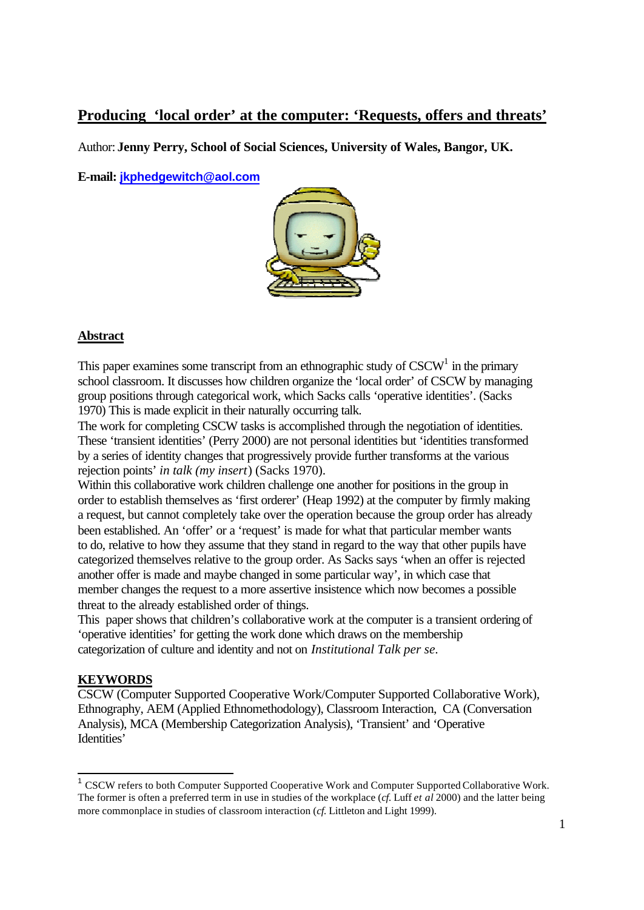# Producing 'local order' at the computer: 'Requests, offers and threats'

Author: **Jenny Perry, School of Social Sciences, University of Wales, Bangor, UK.**

**E-mail: jkphedgewitch@aol.com**

## Abstract

This paper examines some transcript from an ethnographic study of CSCW[1] in the primary school classroom. It discusses how children organize the 'local order' of CSCW by managing group positions through categorical work, which Sacks calls 'operative identities'. (Sacks 1970) This is made explicit in their naturally occurring talk.

The work for completing CSCW tasks is accomplished through the negotiation of identities. These 'transient identities' (Perry 2000) are not personal identities but 'identities transformed by a series of identity changes that progressively provide further transforms at the various rejection points' *in talk (my insert*) (Sacks 1970).

Within this collaborative work children challenge one another for positions in the group in order to establish themselves as 'first orderer' (Heap 1992) at the computer by firmly making a request, but cannot completely take over the operation because the group order has already been established. An 'offer' or a 'request' is made for what that particular member wants to do, relative to how they assume that they stand in regard to the way that other pupils have categorized themselves relative to the group order. As Sacks says 'when an offer is rejected another offer is made and maybe changed in some particular way', in which case that member changes the request to a more assertive insistence which now becomes a possible threat to the already established order of things.

This paper shows that children's collaborative work at the computer is a transient ordering of 'operative identities' for getting the work done which draws on the membership categorization of culture and identity and not on *Institutional Talk per se*.

## KEYWORDS

CSCW (Computer Supported Cooperative Work/Computer Supported Collaborative Work), Ethnography, AEM (Applied Ethnomethodology), Classroom Interaction, CA (Conversation Analysis), MCA (Membership Categorization Analysis), 'Transient' and 'Operative Identities'

---

[1] CSCW refers to both Computer Supported Cooperative Work and Computer Supported Collaborative Work. The former is often a preferred term in use in studies of the workplace (*cf.* Luff *et al* 2000) and the latter being more commonplace in studies of classroom interaction (*cf.* Littleton and Light 1999).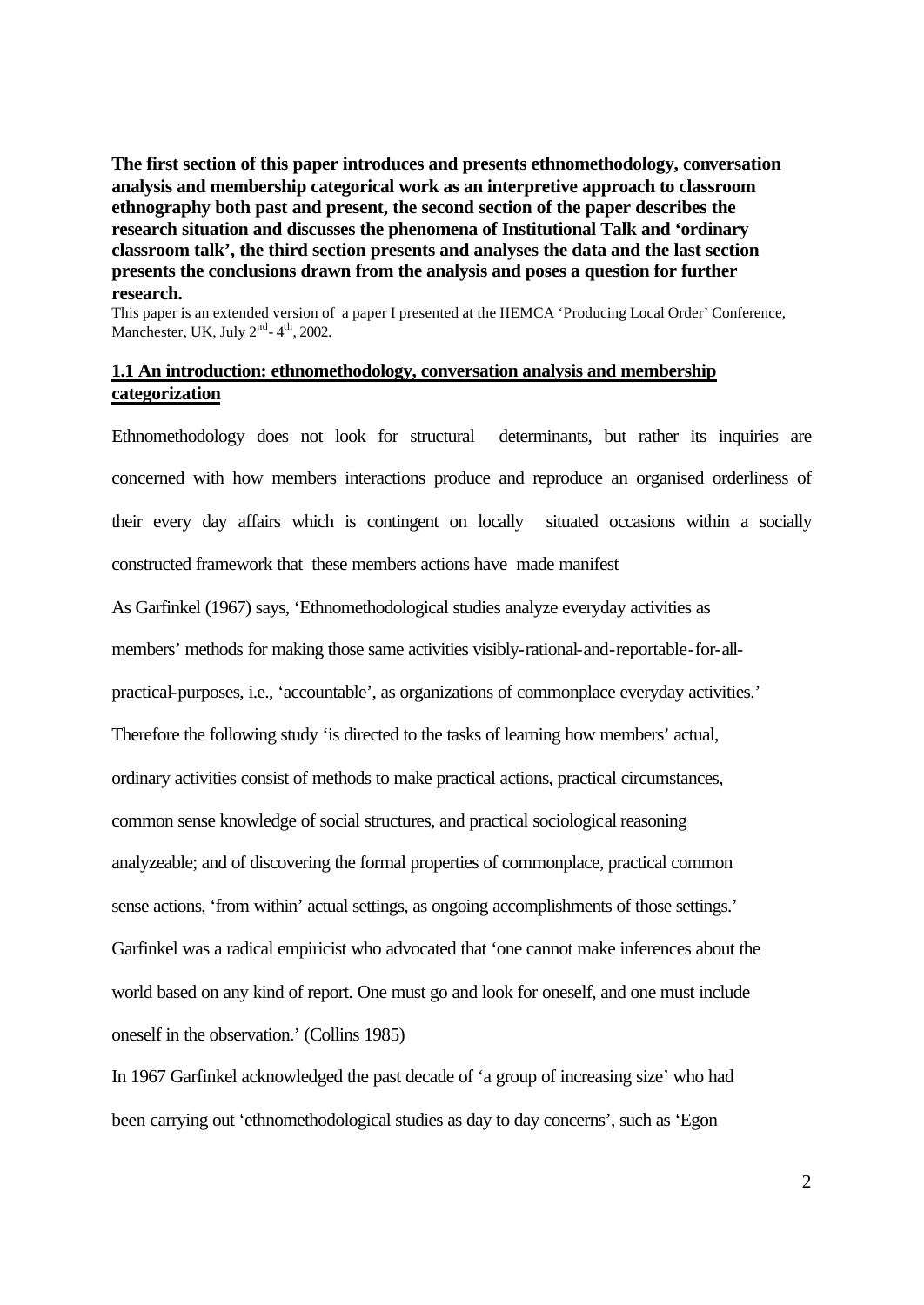**The first section of this paper introduces and presents ethnomethodology, conversation analysis and membership categorical work as an interpretive approach to classroom ethnography both past and present, the second section of the paper describes the research situation and discusses the phenomena of Institutional Talk and 'ordinary classroom talk', the third section presents and analyses the data and the last section presents the conclusions drawn from the analysis and poses a question for further research.**

This paper is an extended version of a paper I presented at the IIEMCA 'Producing Local Order' Conference, Manchester, UK, July 2nd - 4th, 2002.

## 1.1 An introduction: ethnomethodology, conversation analysis and membership categorization

Ethnomethodology does not look for structural determinants, but rather its inquiries are concerned with how members interactions produce and reproduce an organised orderliness of their every day affairs which is contingent on locally situated occasions within a socially constructed framework that these members actions have made manifest

As Garfinkel (1967) says, 'Ethnomethodological studies analyze everyday activities as members' methods for making those same activities visibly-rational-and-reportable-for-all-practical-purposes, i.e., 'accountable', as organizations of commonplace everyday activities.' Therefore the following study 'is directed to the tasks of learning how members' actual, ordinary activities consist of methods to make practical actions, practical circumstances, common sense knowledge of social structures, and practical sociological reasoning analyzeable; and of discovering the formal properties of commonplace, practical common sense actions, 'from within' actual settings, as ongoing accomplishments of those settings.'

Garfinkel was a radical empiricist who advocated that 'one cannot make inferences about the world based on any kind of report. One must go and look for oneself, and one must include oneself in the observation.' (Collins 1985)

In 1967 Garfinkel acknowledged the past decade of 'a group of increasing size' who had been carrying out 'ethnomethodological studies as day to day concerns', such as 'Egon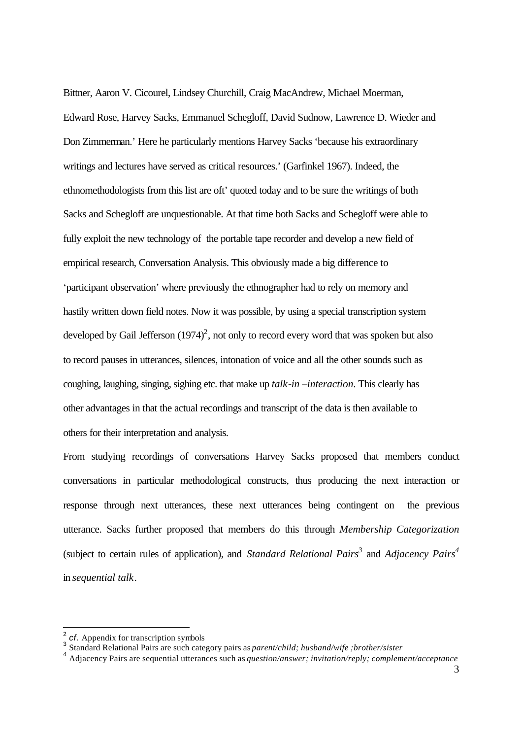Bittner, Aaron V. Cicourel, Lindsey Churchill, Craig MacAndrew, Michael Moerman, Edward Rose, Harvey Sacks, Emmanuel Schegloff, David Sudnow, Lawrence D. Wieder and Don Zimmerman.' Here he particularly mentions Harvey Sacks 'because his extraordinary writings and lectures have served as critical resources.' (Garfinkel 1967). Indeed, the ethnomethodologists from this list are oft' quoted today and to be sure the writings of both Sacks and Schegloff are unquestionable. At that time both Sacks and Schegloff were able to fully exploit the new technology of the portable tape recorder and develop a new field of empirical research, Conversation Analysis. This obviously made a big difference to 'participant observation' where previously the ethnographer had to rely on memory and hastily written down field notes. Now it was possible, by using a special transcription system developed by Gail Jefferson (1974)[2], not only to record every word that was spoken but also to record pauses in utterances, silences, intonation of voice and all the other sounds such as coughing, laughing, singing, sighing etc. that make up *talk-in –interaction*. This clearly has other advantages in that the actual recordings and transcript of the data is then available to others for their interpretation and analysis.

From studying recordings of conversations Harvey Sacks proposed that members conduct conversations in particular methodological constructs, thus producing the next interaction or response through next utterances, these next utterances being contingent on the previous utterance. Sacks further proposed that members do this through *Membership Categorization* (subject to certain rules of application), and *Standard Relational Pairs*[3] and *Adjacency Pairs*[4] in *sequential talk*.

---

[2] *cf.* Appendix for transcription symbols

[3] Standard Relational Pairs are such category pairs as *parent/child; husband/wife ;brother/sister*

[4] Adjacency Pairs are sequential utterances such as *question/answer; invitation/reply; complement/acceptance*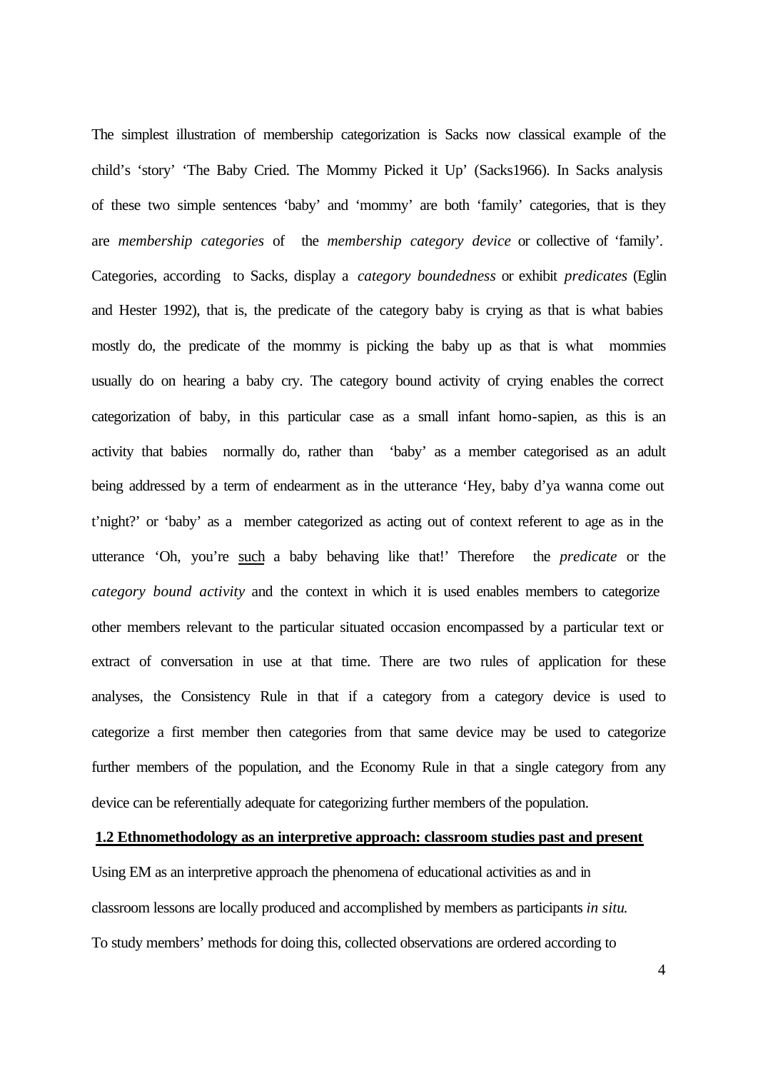The simplest illustration of membership categorization is Sacks now classical example of the child's 'story' 'The Baby Cried. The Mommy Picked it Up' (Sacks1966). In Sacks analysis of these two simple sentences 'baby' and 'mommy' are both 'family' categories, that is they are *membership categories* of the *membership category device* or collective of 'family'. Categories, according to Sacks, display a *category boundedness* or exhibit *predicates* (Eglin and Hester 1992), that is, the predicate of the category baby is crying as that is what babies mostly do, the predicate of the mommy is picking the baby up as that is what mommies usually do on hearing a baby cry. The category bound activity of crying enables the correct categorization of baby, in this particular case as a small infant homo-sapien, as this is an activity that babies normally do, rather than 'baby' as a member categorised as an adult being addressed by a term of endearment as in the utterance 'Hey, baby d'ya wanna come out t'night?' or 'baby' as a member categorized as acting out of context referent to age as in the utterance 'Oh, you're <u>such</u> a baby behaving like that!' Therefore the *predicate* or the *category bound activity* and the context in which it is used enables members to categorize other members relevant to the particular situated occasion encompassed by a particular text or extract of conversation in use at that time. There are two rules of application for these analyses, the Consistency Rule in that if a category from a category device is used to categorize a first member then categories from that same device may be used to categorize further members of the population, and the Economy Rule in that a single category from any device can be referentially adequate for categorizing further members of the population.

### 1.2 Ethnomethodology as an interpretive approach: classroom studies past and present

Using EM as an interpretive approach the phenomena of educational activities as and in classroom lessons are locally produced and accomplished by members as participants *in situ.* To study members' methods for doing this, collected observations are ordered according to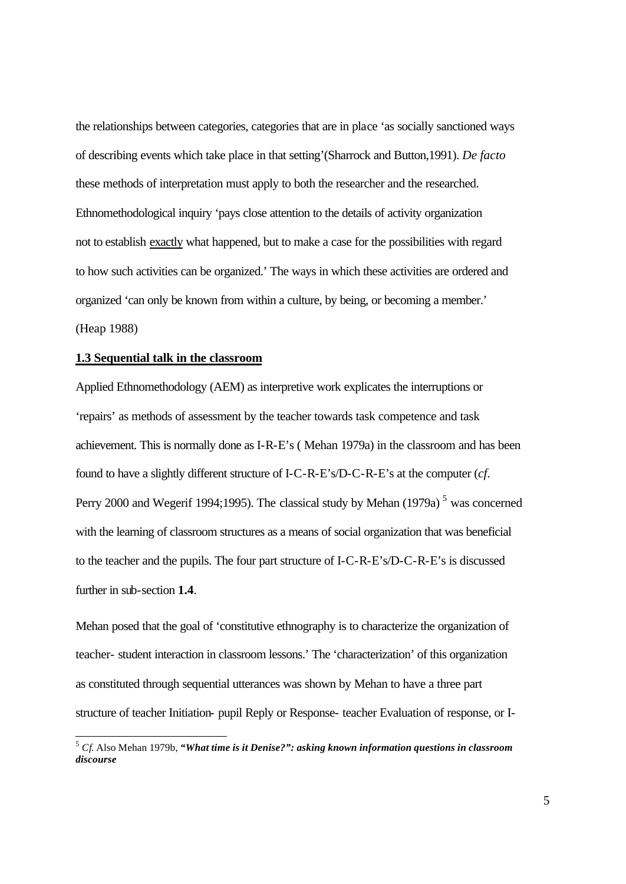the relationships between categories, categories that are in place 'as socially sanctioned ways of describing events which take place in that setting'(Sharrock and Button,1991). *De facto* these methods of interpretation must apply to both the researcher and the researched. Ethnomethodological inquiry 'pays close attention to the details of activity organization not to establish <u>exactly</u> what happened, but to make a case for the possibilities with regard to how such activities can be organized.' The ways in which these activities are ordered and organized 'can only be known from within a culture, by being, or becoming a member.' (Heap 1988)

## 1.3 Sequential talk in the classroom

Applied Ethnomethodology (AEM) as interpretive work explicates the interruptions or 'repairs' as methods of assessment by the teacher towards task competence and task achievement. This is normally done as I-R-E's ( Mehan 1979a) in the classroom and has been found to have a slightly different structure of I-C-R-E's/D-C-R-E's at the computer (*cf.* Perry 2000 and Wegerif 1994;1995). The classical study by Mehan (1979a) [5] was concerned with the learning of classroom structures as a means of social organization that was beneficial to the teacher and the pupils. The four part structure of I-C-R-E's/D-C-R-E's is discussed further in sub-section **1.4**.

Mehan posed that the goal of 'constitutive ethnography is to characterize the organization of teacher- student interaction in classroom lessons.' The 'characterization' of this organization as constituted through sequential utterances was shown by Mehan to have a three part structure of teacher Initiation- pupil Reply or Response- teacher Evaluation of response, or I-

---

[5] *Cf.* Also Mehan 1979b, ***"What time is it Denise?": asking known information questions in classroom discourse***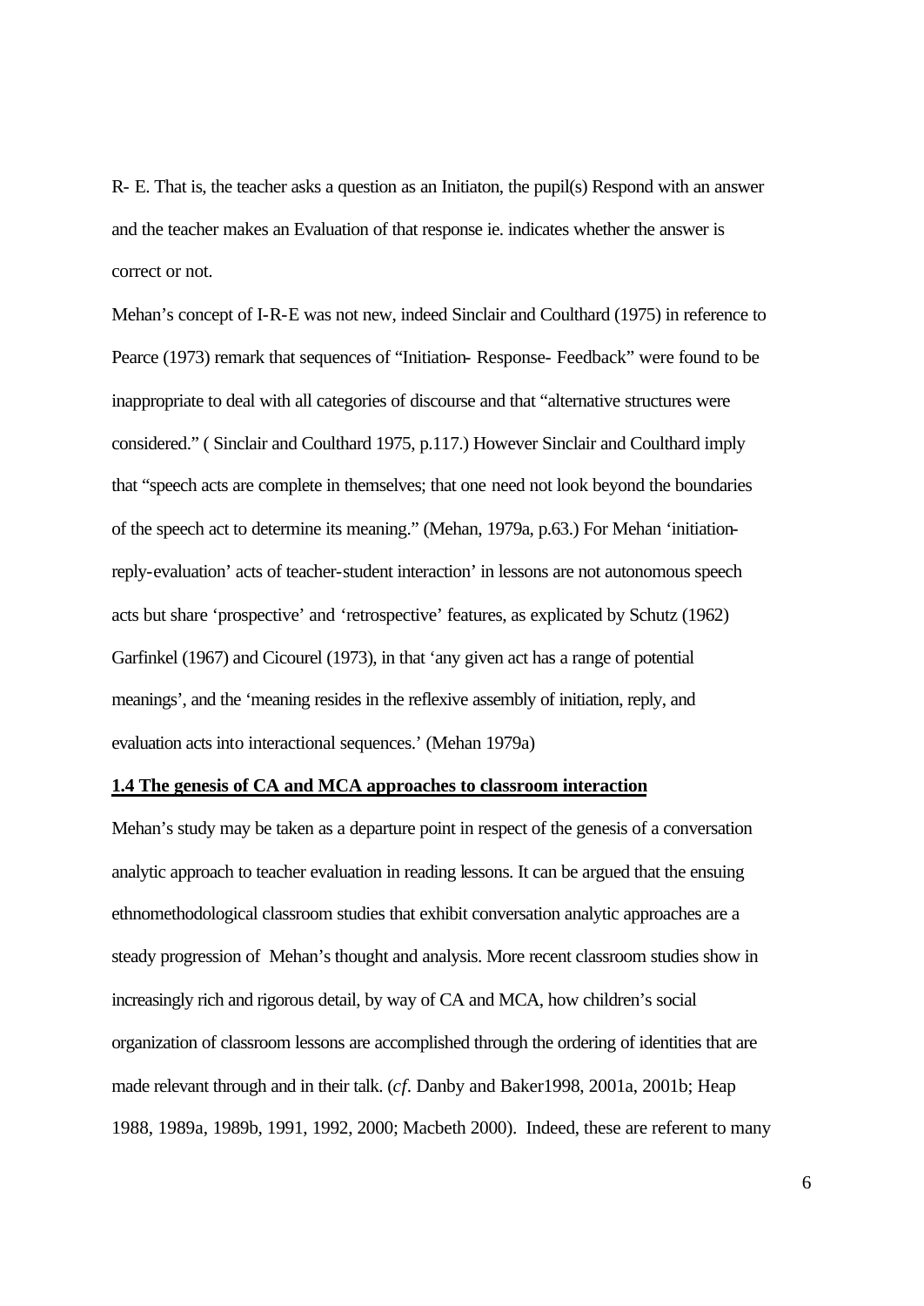R- E. That is, the teacher asks a question as an Initiaton, the pupil(s) Respond with an answer and the teacher makes an Evaluation of that response ie. indicates whether the answer is correct or not.

Mehan's concept of I-R-E was not new, indeed Sinclair and Coulthard (1975) in reference to Pearce (1973) remark that sequences of "Initiation- Response- Feedback" were found to be inappropriate to deal with all categories of discourse and that "alternative structures were considered." ( Sinclair and Coulthard 1975, p.117.) However Sinclair and Coulthard imply that "speech acts are complete in themselves; that one need not look beyond the boundaries of the speech act to determine its meaning." (Mehan, 1979a, p.63.) For Mehan 'initiation-reply-evaluation' acts of teacher-student interaction' in lessons are not autonomous speech acts but share 'prospective' and 'retrospective' features, as explicated by Schutz (1962) Garfinkel (1967) and Cicourel (1973), in that 'any given act has a range of potential meanings', and the 'meaning resides in the reflexive assembly of initiation, reply, and evaluation acts into interactional sequences.' (Mehan 1979a)

**1.4 The genesis of CA and MCA approaches to classroom interaction**

Mehan's study may be taken as a departure point in respect of the genesis of a conversation analytic approach to teacher evaluation in reading lessons. It can be argued that the ensuing ethnomethodological classroom studies that exhibit conversation analytic approaches are a steady progression of Mehan's thought and analysis. More recent classroom studies show in increasingly rich and rigorous detail, by way of CA and MCA, how children's social organization of classroom lessons are accomplished through the ordering of identities that are made relevant through and in their talk. (*cf*. Danby and Baker1998, 2001a, 2001b; Heap 1988, 1989a, 1989b, 1991, 1992, 2000; Macbeth 2000). Indeed, these are referent to many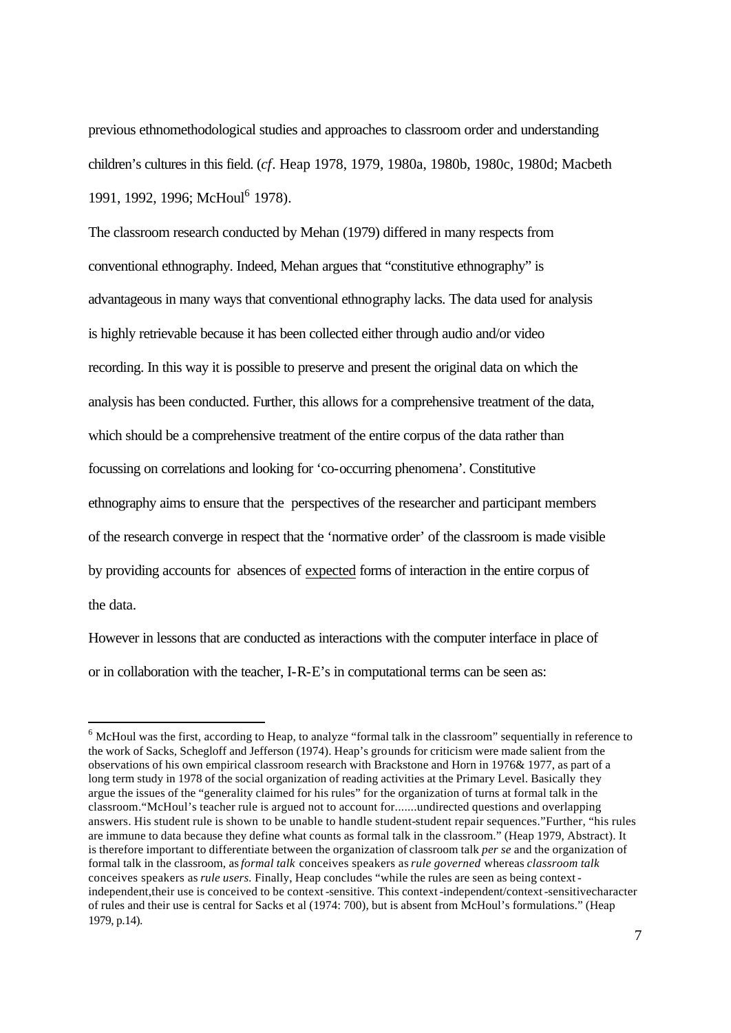previous ethnomethodological studies and approaches to classroom order and understanding children's cultures in this field. (*cf*. Heap 1978, 1979, 1980a, 1980b, 1980c, 1980d; Macbeth 1991, 1992, 1996; McHoul[6] 1978).

The classroom research conducted by Mehan (1979) differed in many respects from conventional ethnography. Indeed, Mehan argues that "constitutive ethnography" is advantageous in many ways that conventional ethnography lacks. The data used for analysis is highly retrievable because it has been collected either through audio and/or video recording. In this way it is possible to preserve and present the original data on which the analysis has been conducted. Further, this allows for a comprehensive treatment of the data, which should be a comprehensive treatment of the entire corpus of the data rather than focussing on correlations and looking for 'co-occurring phenomena'. Constitutive ethnography aims to ensure that the perspectives of the researcher and participant members of the research converge in respect that the 'normative order' of the classroom is made visible by providing accounts for absences of <u>expected</u> forms of interaction in the entire corpus of the data.

However in lessons that are conducted as interactions with the computer interface in place of or in collaboration with the teacher, I-R-E's in computational terms can be seen as:

[6] McHoul was the first, according to Heap, to analyze "formal talk in the classroom" sequentially in reference to the work of Sacks, Schegloff and Jefferson (1974). Heap's grounds for criticism were made salient from the observations of his own empirical classroom research with Brackstone and Horn in 1976& 1977, as part of a long term study in 1978 of the social organization of reading activities at the Primary Level. Basically they argue the issues of the "generality claimed for his rules" for the organization of turns at formal talk in the classroom."McHoul's teacher rule is argued not to account for.......undirected questions and overlapping answers. His student rule is shown to be unable to handle student-student repair sequences."Further, "his rules are immune to data because they define what counts as formal talk in the classroom." (Heap 1979, Abstract). It is therefore important to differentiate between the organization of classroom talk *per se* and the organization of formal talk in the classroom, as *formal talk* conceives speakers as *rule governed* whereas *classroom talk* conceives speakers as *rule users.* Finally, Heap concludes "while the rules are seen as being context-independent,their use is conceived to be context-sensitive. This context-independent/context-sensitivecharacter of rules and their use is central for Sacks et al (1974: 700), but is absent from McHoul's formulations." (Heap 1979, p.14).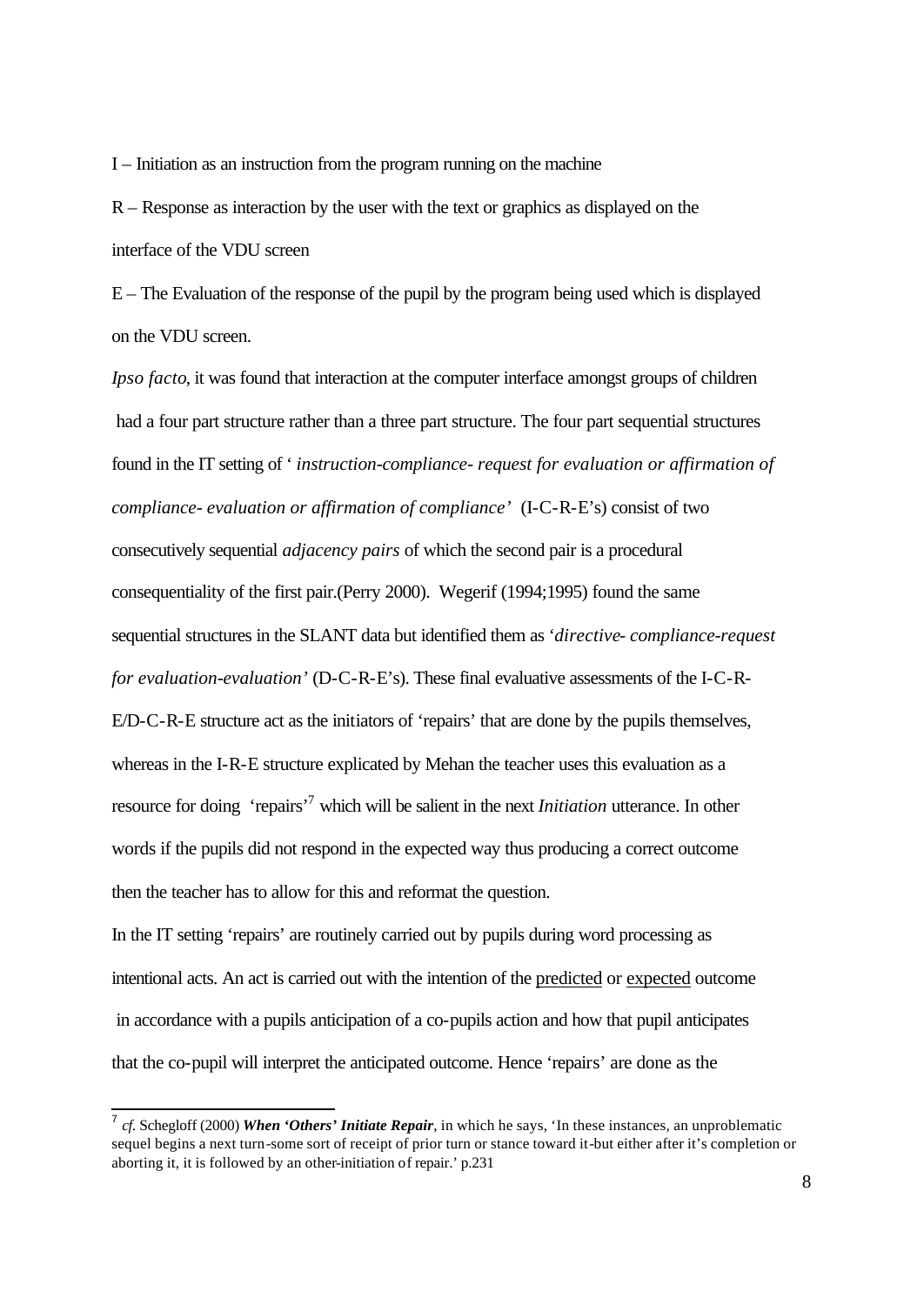I – Initiation as an instruction from the program running on the machine

R – Response as interaction by the user with the text or graphics as displayed on the interface of the VDU screen

E – The Evaluation of the response of the pupil by the program being used which is displayed on the VDU screen.

*Ipso facto*, it was found that interaction at the computer interface amongst groups of children had a four part structure rather than a three part structure. The four part sequential structures found in the IT setting of ' *instruction-compliance- request for evaluation or affirmation of compliance- evaluation or affirmation of compliance'* (I-C-R-E's) consist of two consecutively sequential *adjacency pairs* of which the second pair is a procedural consequentiality of the first pair.(Perry 2000). Wegerif (1994;1995) found the same sequential structures in the SLANT data but identified them as '*directive- compliance-request for evaluation-evaluation'* (D-C-R-E's). These final evaluative assessments of the I-C-R-E/D-C-R-E structure act as the initiators of 'repairs' that are done by the pupils themselves, whereas in the I-R-E structure explicated by Mehan the teacher uses this evaluation as a resource for doing 'repairs'[7] which will be salient in the next *Initiation* utterance. In other words if the pupils did not respond in the expected way thus producing a correct outcome then the teacher has to allow for this and reformat the question.

In the IT setting 'repairs' are routinely carried out by pupils during word processing as intentional acts. An act is carried out with the intention of the <u>predicted</u> or <u>expected</u> outcome in accordance with a pupils anticipation of a co-pupils action and how that pupil anticipates that the co-pupil will interpret the anticipated outcome. Hence 'repairs' are done as the

---

[7] *cf.* Schegloff (2000) ***When 'Others' Initiate Repair***, in which he says, 'In these instances, an unproblematic sequel begins a next turn-some sort of receipt of prior turn or stance toward it-but either after it's completion or aborting it, it is followed by an other-initiation of repair.' p.231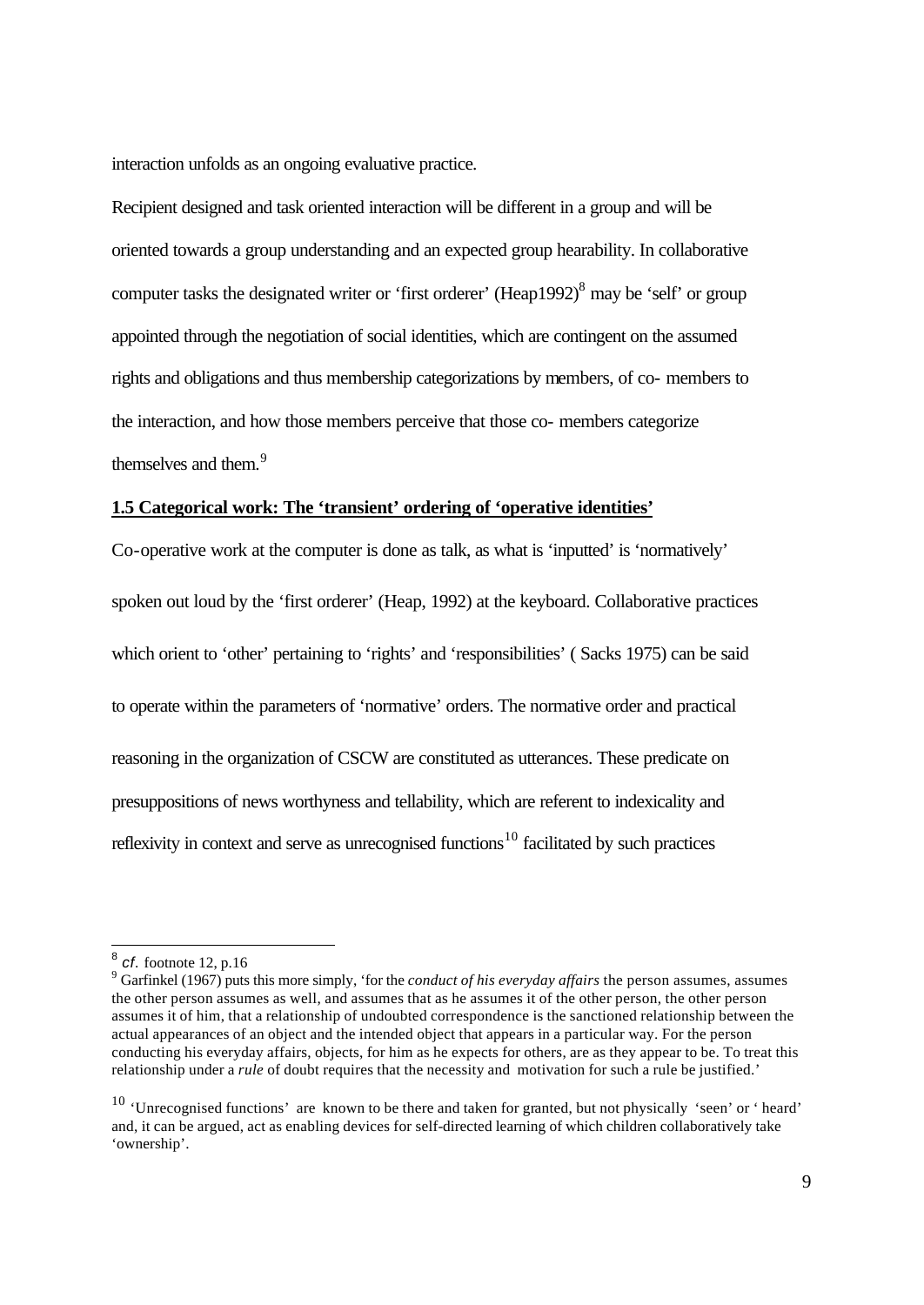interaction unfolds as an ongoing evaluative practice.

Recipient designed and task oriented interaction will be different in a group and will be oriented towards a group understanding and an expected group hearability. In collaborative computer tasks the designated writer or 'first orderer' (Heap1992)[8] may be 'self' or group appointed through the negotiation of social identities, which are contingent on the assumed rights and obligations and thus membership categorizations by members, of co- members to the interaction, and how those members perceive that those co- members categorize themselves and them.[9]

**1.5 Categorical work: The 'transient' ordering of 'operative identities'**

Co-operative work at the computer is done as talk, as what is 'inputted' is 'normatively' spoken out loud by the 'first orderer' (Heap, 1992) at the keyboard. Collaborative practices which orient to 'other' pertaining to 'rights' and 'responsibilities' ( Sacks 1975) can be said to operate within the parameters of 'normative' orders. The normative order and practical reasoning in the organization of CSCW are constituted as utterances. These predicate on presuppositions of news worthyness and tellability, which are referent to indexicality and reflexivity in context and serve as unrecognised functions[10] facilitated by such practices

---

[8] *cf.* footnote 12, p.16

[9] Garfinkel (1967) puts this more simply, 'for the *conduct of his everyday affairs* the person assumes, assumes the other person assumes as well, and assumes that as he assumes it of the other person, the other person assumes it of him, that a relationship of undoubted correspondence is the sanctioned relationship between the actual appearances of an object and the intended object that appears in a particular way. For the person conducting his everyday affairs, objects, for him as he expects for others, are as they appear to be. To treat this relationship under a *rule* of doubt requires that the necessity and motivation for such a rule be justified.'

[10] 'Unrecognised functions' are known to be there and taken for granted, but not physically 'seen' or ' heard' and, it can be argued, act as enabling devices for self-directed learning of which children collaboratively take 'ownership'.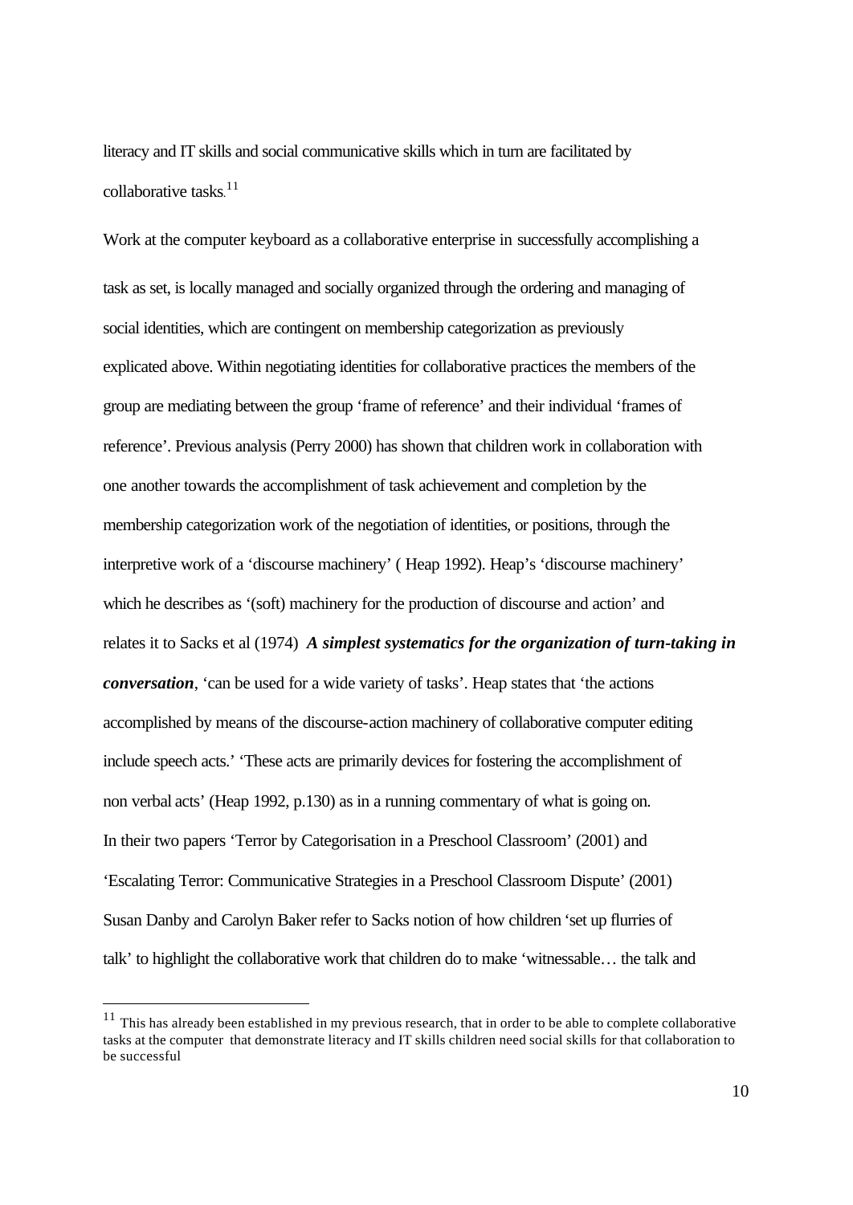literacy and IT skills and social communicative skills which in turn are facilitated by collaborative tasks.[11]

Work at the computer keyboard as a collaborative enterprise in successfully accomplishing a task as set, is locally managed and socially organized through the ordering and managing of social identities, which are contingent on membership categorization as previously explicated above. Within negotiating identities for collaborative practices the members of the group are mediating between the group 'frame of reference' and their individual 'frames of reference'. Previous analysis (Perry 2000) has shown that children work in collaboration with one another towards the accomplishment of task achievement and completion by the membership categorization work of the negotiation of identities, or positions, through the interpretive work of a 'discourse machinery' ( Heap 1992). Heap's 'discourse machinery' which he describes as '(soft) machinery for the production of discourse and action' and relates it to Sacks et al (1974) ***A simplest systematics for the organization of turn-taking in conversation***, 'can be used for a wide variety of tasks'. Heap states that 'the actions accomplished by means of the discourse-action machinery of collaborative computer editing include speech acts.' 'These acts are primarily devices for fostering the accomplishment of non verbal acts' (Heap 1992, p.130) as in a running commentary of what is going on. In their two papers 'Terror by Categorisation in a Preschool Classroom' (2001) and 'Escalating Terror: Communicative Strategies in a Preschool Classroom Dispute' (2001) Susan Danby and Carolyn Baker refer to Sacks notion of how children 'set up flurries of talk' to highlight the collaborative work that children do to make 'witnessable… the talk and

[11] This has already been established in my previous research, that in order to be able to complete collaborative tasks at the computer that demonstrate literacy and IT skills children need social skills for that collaboration to be successful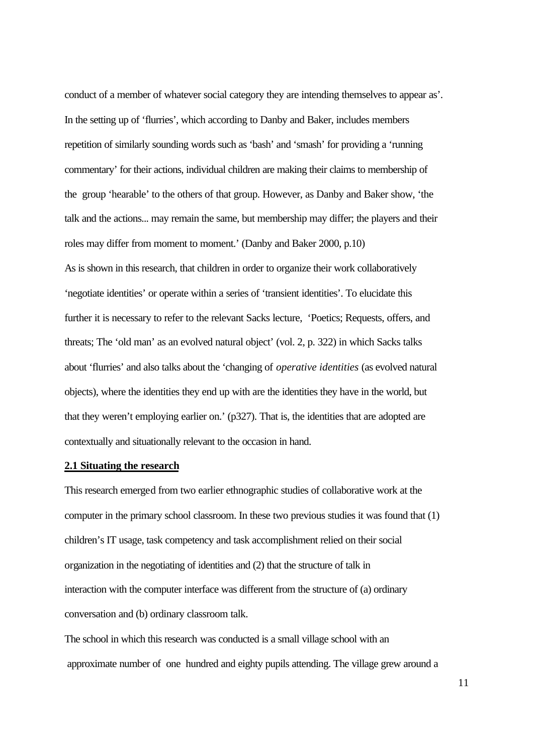conduct of a member of whatever social category they are intending themselves to appear as'. In the setting up of 'flurries', which according to Danby and Baker, includes members repetition of similarly sounding words such as 'bash' and 'smash' for providing a 'running commentary' for their actions, individual children are making their claims to membership of the group 'hearable' to the others of that group. However, as Danby and Baker show, 'the talk and the actions... may remain the same, but membership may differ; the players and their roles may differ from moment to moment.' (Danby and Baker 2000, p.10)

As is shown in this research, that children in order to organize their work collaboratively 'negotiate identities' or operate within a series of 'transient identities'. To elucidate this further it is necessary to refer to the relevant Sacks lecture, 'Poetics; Requests, offers, and threats; The 'old man' as an evolved natural object' (vol. 2, p. 322) in which Sacks talks about 'flurries' and also talks about the 'changing of *operative identities* (as evolved natural objects), where the identities they end up with are the identities they have in the world, but that they weren't employing earlier on.' (p327). That is, the identities that are adopted are contextually and situationally relevant to the occasion in hand.

## 2.1 Situating the research

This research emerged from two earlier ethnographic studies of collaborative work at the computer in the primary school classroom. In these two previous studies it was found that (1) children's IT usage, task competency and task accomplishment relied on their social organization in the negotiating of identities and (2) that the structure of talk in interaction with the computer interface was different from the structure of (a) ordinary conversation and (b) ordinary classroom talk.

The school in which this research was conducted is a small village school with an approximate number of one hundred and eighty pupils attending. The village grew around a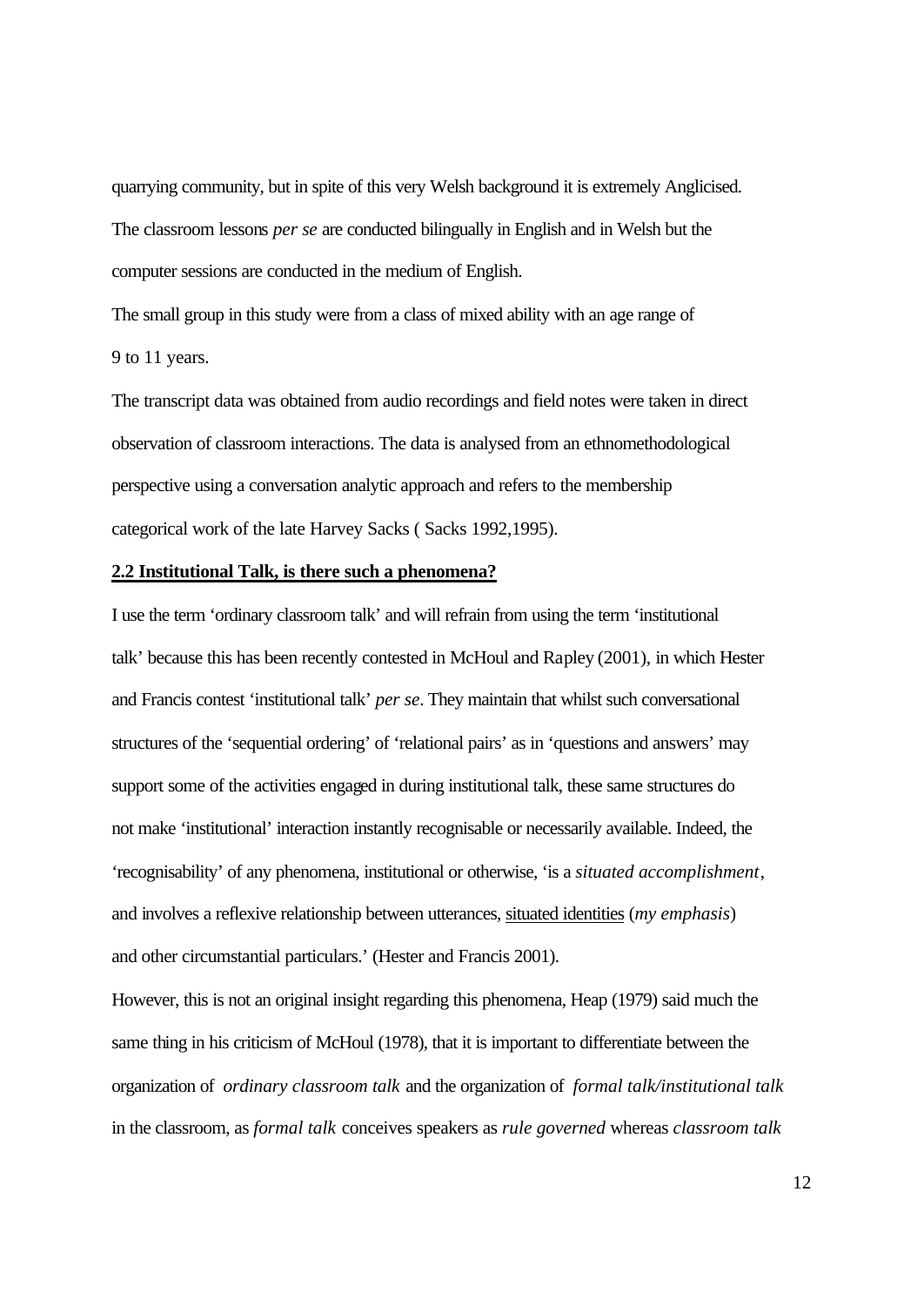quarrying community, but in spite of this very Welsh background it is extremely Anglicised. The classroom lessons *per se* are conducted bilingually in English and in Welsh but the computer sessions are conducted in the medium of English.

The small group in this study were from a class of mixed ability with an age range of 9 to 11 years.

The transcript data was obtained from audio recordings and field notes were taken in direct observation of classroom interactions. The data is analysed from an ethnomethodological perspective using a conversation analytic approach and refers to the membership categorical work of the late Harvey Sacks ( Sacks 1992,1995).

## 2.2 Institutional Talk, is there such a phenomena?

I use the term 'ordinary classroom talk' and will refrain from using the term 'institutional talk' because this has been recently contested in McHoul and Rapley (2001), in which Hester and Francis contest 'institutional talk' *per se*. They maintain that whilst such conversational structures of the 'sequential ordering' of 'relational pairs' as in 'questions and answers' may support some of the activities engaged in during institutional talk, these same structures do not make 'institutional' interaction instantly recognisable or necessarily available. Indeed, the 'recognisability' of any phenomena, institutional or otherwise, 'is a *situated accomplishment*, and involves a reflexive relationship between utterances, <u>situated identities</u> (*my emphasis*) and other circumstantial particulars.' (Hester and Francis 2001).

However, this is not an original insight regarding this phenomena, Heap (1979) said much the same thing in his criticism of McHoul (1978), that it is important to differentiate between the organization of *ordinary classroom talk* and the organization of *formal talk/institutional talk* in the classroom, as *formal talk* conceives speakers as *rule governed* whereas *classroom talk*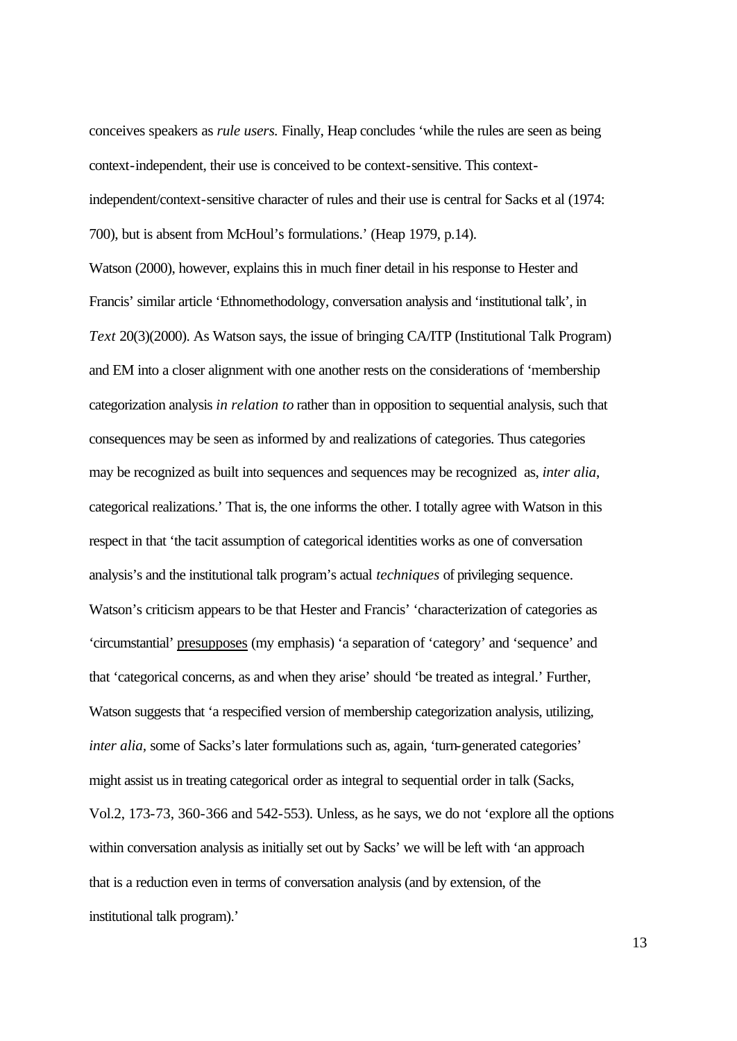conceives speakers as *rule users.* Finally, Heap concludes 'while the rules are seen as being context-independent, their use is conceived to be context-sensitive. This context-independent/context-sensitive character of rules and their use is central for Sacks et al (1974: 700), but is absent from McHoul's formulations.' (Heap 1979, p.14).

Watson (2000), however, explains this in much finer detail in his response to Hester and Francis' similar article 'Ethnomethodology, conversation analysis and 'institutional talk', in *Text* 20(3)(2000). As Watson says, the issue of bringing CA/ITP (Institutional Talk Program) and EM into a closer alignment with one another rests on the considerations of 'membership categorization analysis *in relation to* rather than in opposition to sequential analysis, such that consequences may be seen as informed by and realizations of categories. Thus categories may be recognized as built into sequences and sequences may be recognized as, *inter alia*, categorical realizations.' That is, the one informs the other. I totally agree with Watson in this respect in that 'the tacit assumption of categorical identities works as one of conversation analysis's and the institutional talk program's actual *techniques* of privileging sequence. Watson's criticism appears to be that Hester and Francis' 'characterization of categories as 'circumstantial' <u>presupposes</u> (my emphasis) 'a separation of 'category' and 'sequence' and that 'categorical concerns, as and when they arise' should 'be treated as integral.' Further, Watson suggests that 'a respecified version of membership categorization analysis, utilizing, *inter alia*, some of Sacks's later formulations such as, again, 'turn-generated categories' might assist us in treating categorical order as integral to sequential order in talk (Sacks, Vol.2, 173-73, 360-366 and 542-553). Unless, as he says, we do not 'explore all the options within conversation analysis as initially set out by Sacks' we will be left with 'an approach that is a reduction even in terms of conversation analysis (and by extension, of the institutional talk program).'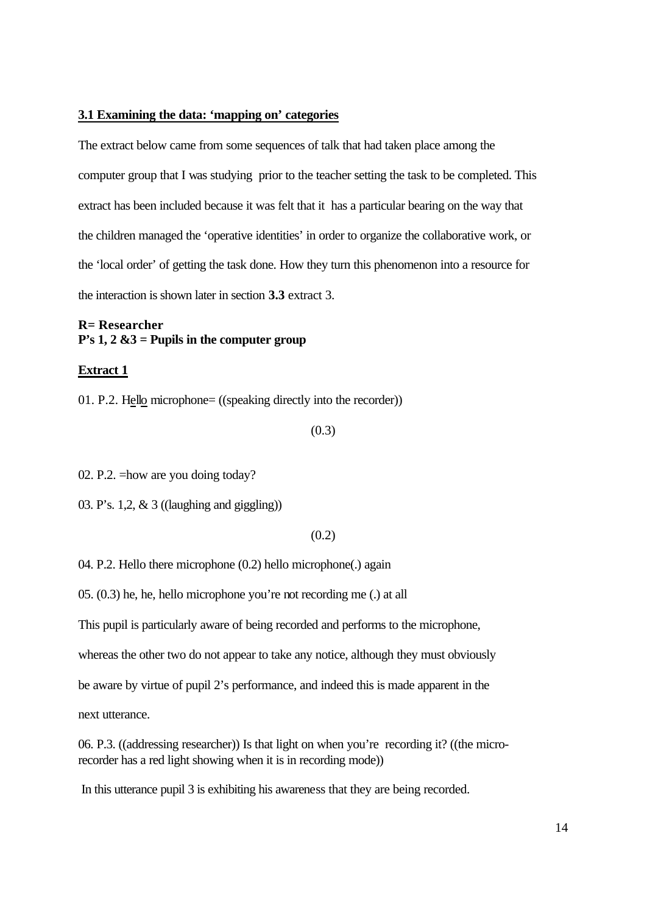### 3.1 Examining the data: 'mapping on' categories

The extract below came from some sequences of talk that had taken place among the computer group that I was studying prior to the teacher setting the task to be completed. This extract has been included because it was felt that it has a particular bearing on the way that the children managed the 'operative identities' in order to organize the collaborative work, or the 'local order' of getting the task done. How they turn this phenomenon into a resource for the interaction is shown later in section **3.3** extract 3.

**R= Researcher**
**P's 1, 2 &3 = Pupils in the computer group**

**Extract 1**

01. P.2. Hello microphone= ((speaking directly into the recorder))

(0.3)

02. P.2. =how are you doing today?

03. P's. 1,2, & 3 ((laughing and giggling))

(0.2)

04. P.2. Hello there microphone (0.2) hello microphone(.) again

05. (0.3) he, he, hello microphone you're not recording me (.) at all

This pupil is particularly aware of being recorded and performs to the microphone, whereas the other two do not appear to take any notice, although they must obviously be aware by virtue of pupil 2's performance, and indeed this is made apparent in the next utterance.

06. P.3. ((addressing researcher)) Is that light on when you're recording it? ((the micro-recorder has a red light showing when it is in recording mode))

In this utterance pupil 3 is exhibiting his awareness that they are being recorded.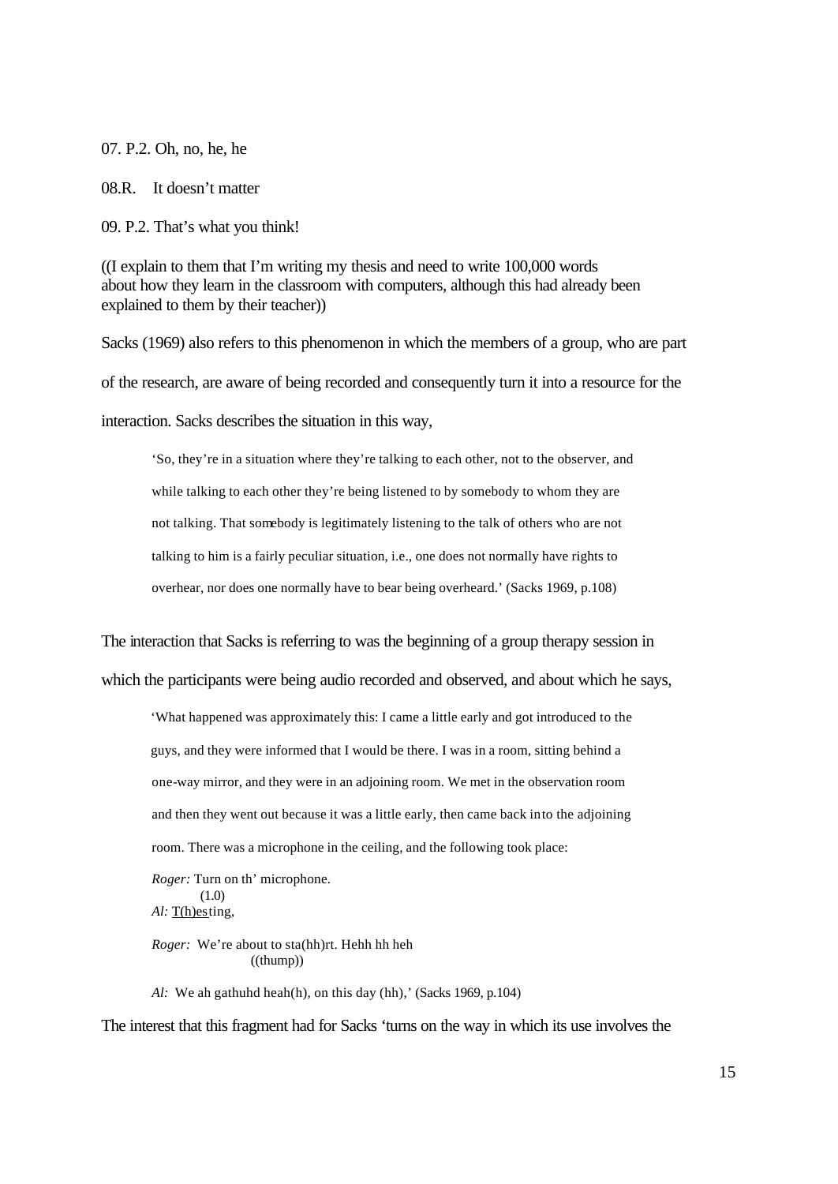07. P.2. Oh, no, he, he

08.R. It doesn't matter

09. P.2. That's what you think!

((I explain to them that I'm writing my thesis and need to write 100,000 words about how they learn in the classroom with computers, although this had already been explained to them by their teacher))

Sacks (1969) also refers to this phenomenon in which the members of a group, who are part of the research, are aware of being recorded and consequently turn it into a resource for the interaction. Sacks describes the situation in this way,

> 'So, they're in a situation where they're talking to each other, not to the observer, and while talking to each other they're being listened to by somebody to whom they are not talking. That somebody is legitimately listening to the talk of others who are not talking to him is a fairly peculiar situation, i.e., one does not normally have rights to overhear, nor does one normally have to bear being overheard.' (Sacks 1969, p.108)

The interaction that Sacks is referring to was the beginning of a group therapy session in which the participants were being audio recorded and observed, and about which he says,

> 'What happened was approximately this: I came a little early and got introduced to the guys, and they were informed that I would be there. I was in a room, sitting behind a one-way mirror, and they were in an adjoining room. We met in the observation room and then they went out because it was a little early, then came back into the adjoining room. There was a microphone in the ceiling, and the following took place:
>
> *Roger:* Turn on th' microphone.
> (1.0)
> *Al:* T(h)esting,
>
> *Roger:* We're about to sta(hh)rt. Hehh hh heh
> ((thump))
>
> *Al:* We ah gathuhd heah(h), on this day (hh),' (Sacks 1969, p.104)

The interest that this fragment had for Sacks 'turns on the way in which its use involves the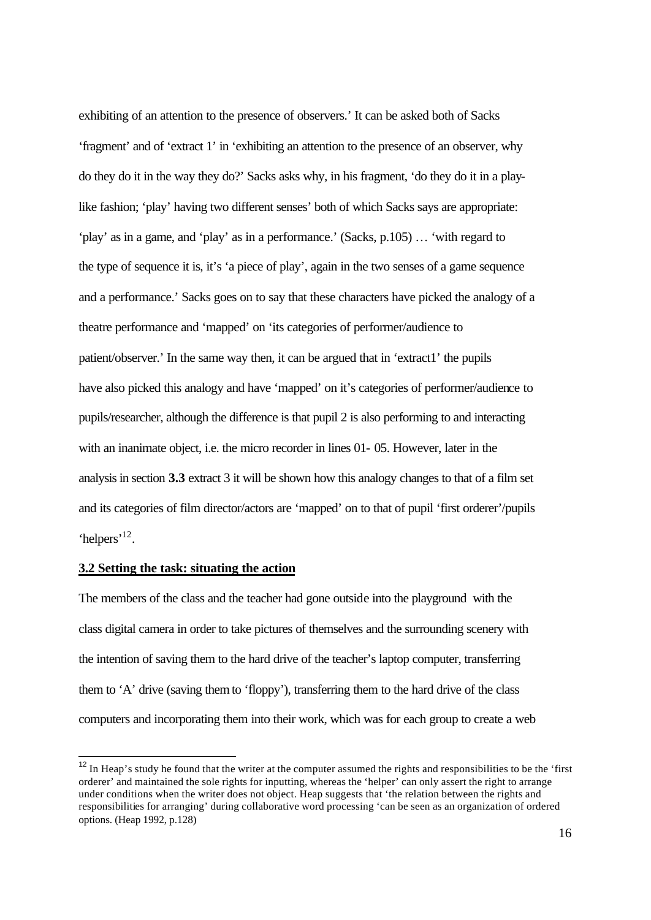exhibiting of an attention to the presence of observers.' It can be asked both of Sacks 'fragment' and of 'extract 1' in 'exhibiting an attention to the presence of an observer, why do they do it in the way they do?' Sacks asks why, in his fragment, 'do they do it in a play-like fashion; 'play' having two different senses' both of which Sacks says are appropriate: 'play' as in a game, and 'play' as in a performance.' (Sacks, p.105) … 'with regard to the type of sequence it is, it's 'a piece of play', again in the two senses of a game sequence and a performance.' Sacks goes on to say that these characters have picked the analogy of a theatre performance and 'mapped' on 'its categories of performer/audience to patient/observer.' In the same way then, it can be argued that in 'extract1' the pupils have also picked this analogy and have 'mapped' on it's categories of performer/audience to pupils/researcher, although the difference is that pupil 2 is also performing to and interacting with an inanimate object, i.e. the micro recorder in lines 01- 05. However, later in the analysis in section **3.3** extract 3 it will be shown how this analogy changes to that of a film set and its categories of film director/actors are 'mapped' on to that of pupil 'first orderer'/pupils 'helpers'[12].

## 3.2 Setting the task: situating the action

The members of the class and the teacher had gone outside into the playground with the class digital camera in order to take pictures of themselves and the surrounding scenery with the intention of saving them to the hard drive of the teacher's laptop computer, transferring them to 'A' drive (saving them to 'floppy'), transferring them to the hard drive of the class computers and incorporating them into their work, which was for each group to create a web

---

[12] In Heap's study he found that the writer at the computer assumed the rights and responsibilities to be the 'first orderer' and maintained the sole rights for inputting, whereas the 'helper' can only assert the right to arrange under conditions when the writer does not object. Heap suggests that 'the relation between the rights and responsibilities for arranging' during collaborative word processing 'can be seen as an organization of ordered options. (Heap 1992, p.128)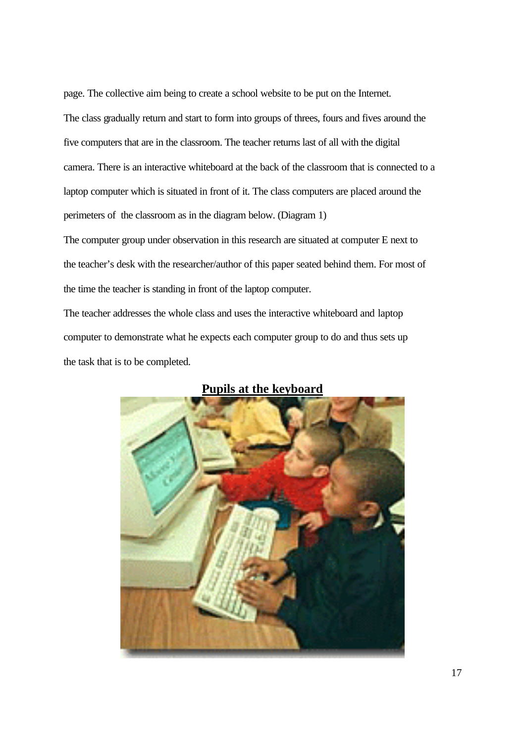page. The collective aim being to create a school website to be put on the Internet.

The class gradually return and start to form into groups of threes, fours and fives around the five computers that are in the classroom. The teacher returns last of all with the digital camera. There is an interactive whiteboard at the back of the classroom that is connected to a laptop computer which is situated in front of it. The class computers are placed around the perimeters of the classroom as in the diagram below. (Diagram 1)

The computer group under observation in this research are situated at computer E next to the teacher's desk with the researcher/author of this paper seated behind them. For most of the time the teacher is standing in front of the laptop computer.

The teacher addresses the whole class and uses the interactive whiteboard and laptop computer to demonstrate what he expects each computer group to do and thus sets up the task that is to be completed.

**Pupils at the keyboard**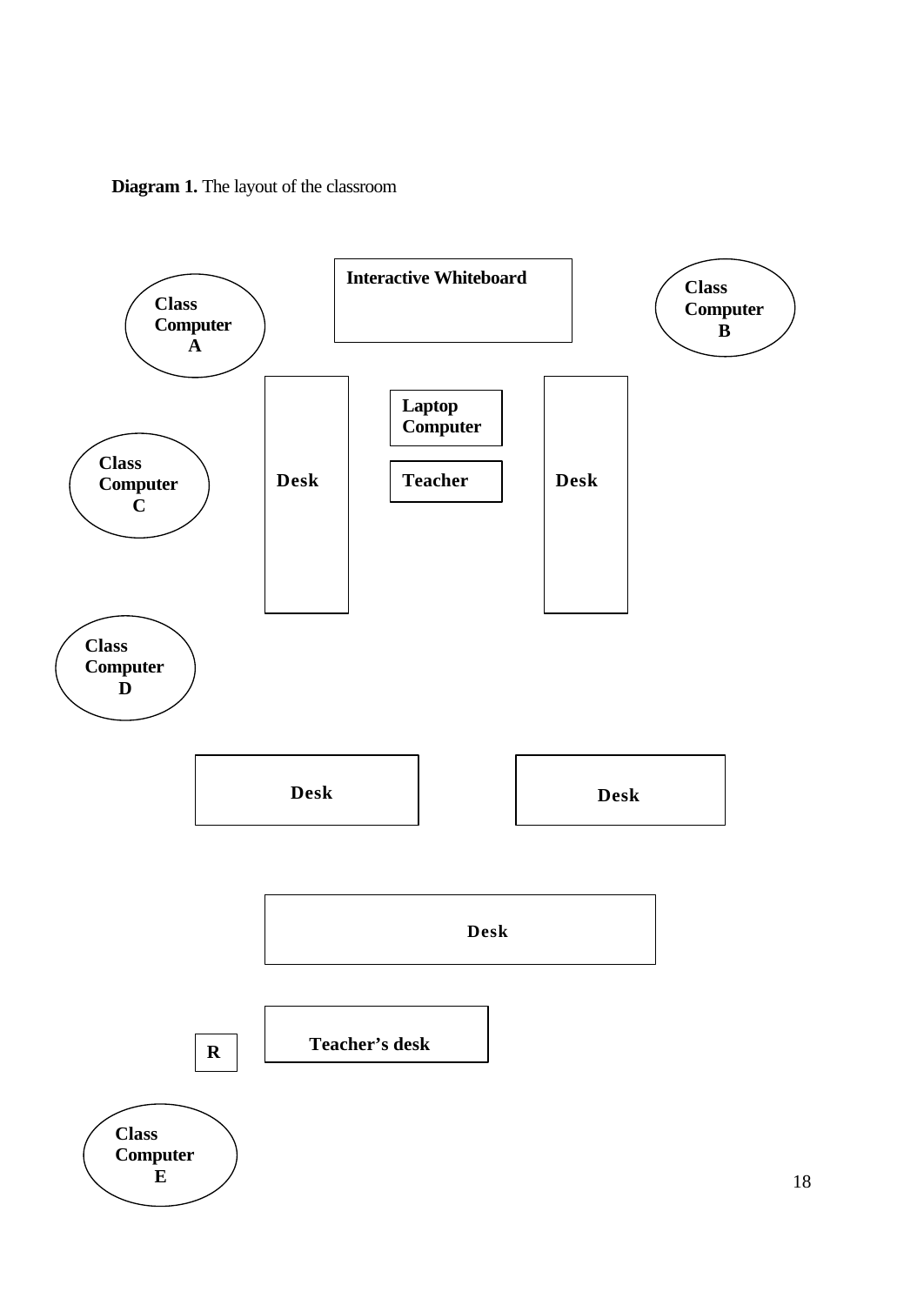**Diagram 1.** The layout of the classroom

Interactive Whiteboard

Class Computer A

Class Computer B

Laptop Computer

Class Computer C

Desk

Teacher

Desk

Class Computer D

Desk

Desk

Desk

R

Teacher's desk

Class Computer E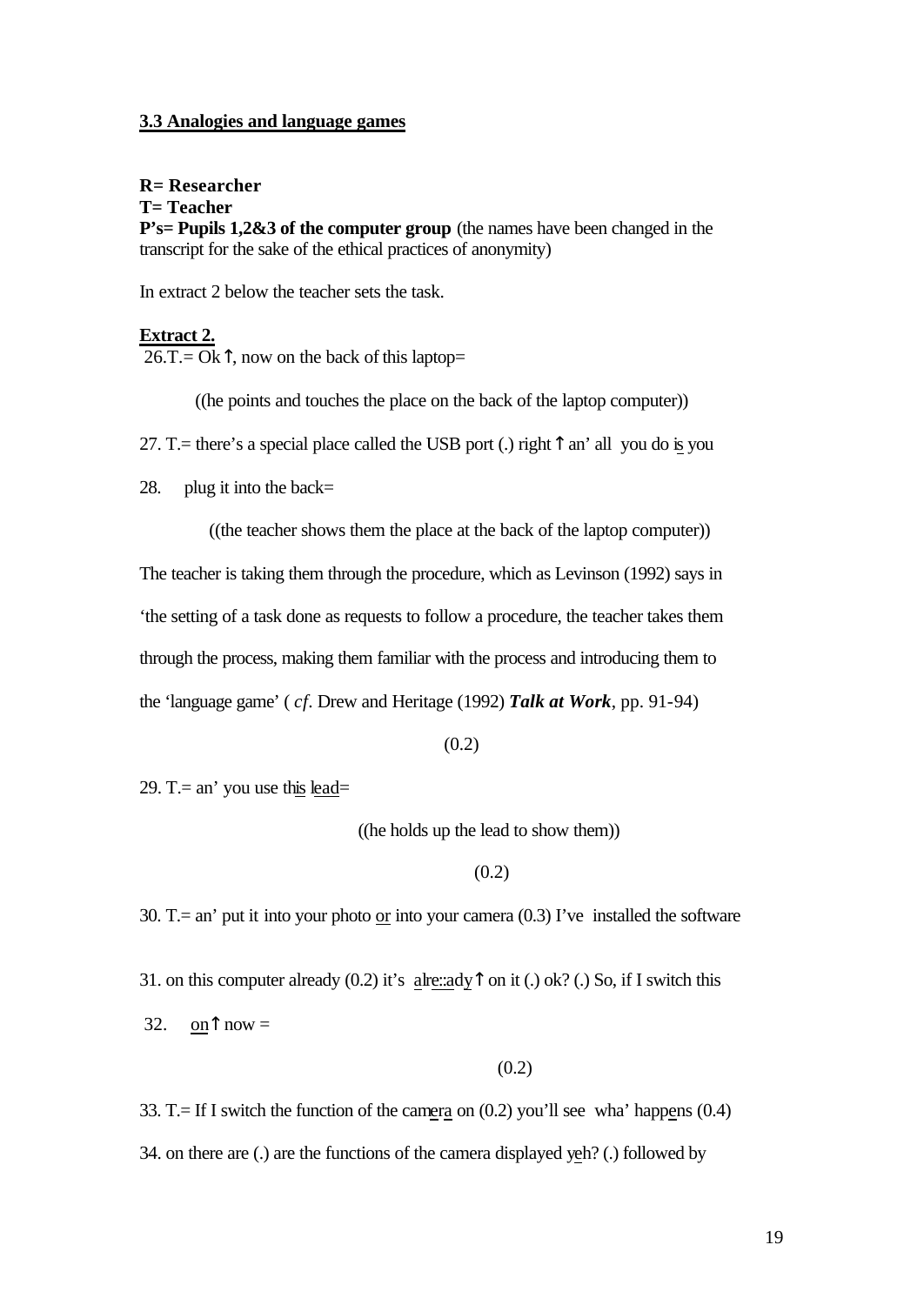**3.3 Analogies and language games**

**R= Researcher**
**T= Teacher**
**P's= Pupils 1,2&3 of the computer group** (the names have been changed in the transcript for the sake of the ethical practices of anonymity)

In extract 2 below the teacher sets the task.

**Extract 2.**

26.T.= Ok↑, now on the back of this laptop=

((he points and touches the place on the back of the laptop computer))

27. T.= there's a special place called the USB port (.) right↑ an' all you do is you

28. plug it into the back=

((the teacher shows them the place at the back of the laptop computer))

The teacher is taking them through the procedure, which as Levinson (1992) says in 'the setting of a task done as requests to follow a procedure, the teacher takes them through the process, making them familiar with the process and introducing them to the 'language game' ( *cf*. Drew and Heritage (1992) ***Talk at Work***, pp. 91-94)

(0.2)

29. T.= an' you use this lead=

((he holds up the lead to show them))

(0.2)

30. T.= an' put it into your photo or into your camera (0.3) I've installed the software

31. on this computer already (0.2) it's alre::ady↑ on it (.) ok? (.) So, if I switch this

32. on↑ now =

(0.2)

33. T.= If I switch the function of the camera on (0.2) you'll see wha' happens (0.4)

34. on there are (.) are the functions of the camera displayed yeh? (.) followed by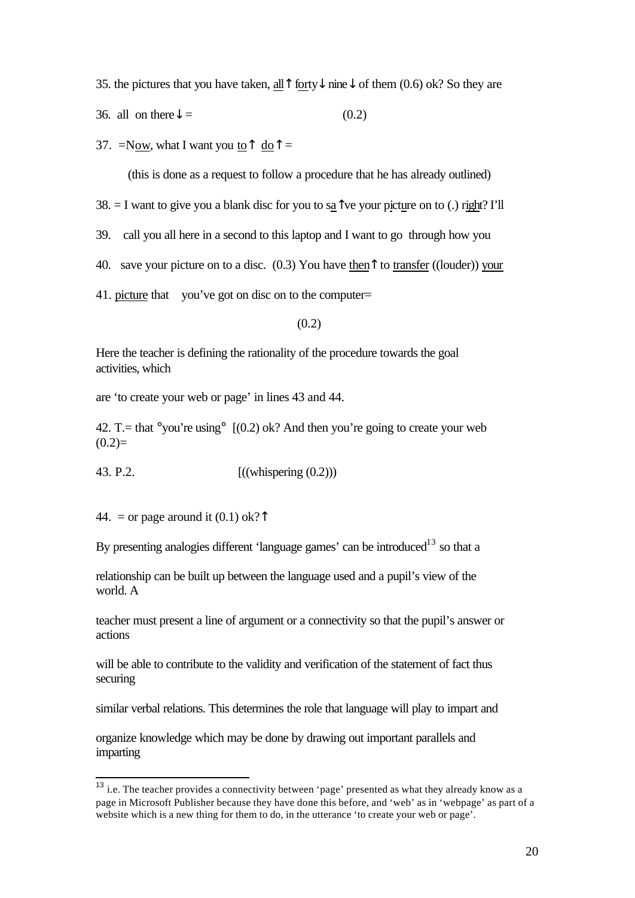35. the pictures that you have taken, all↑ forty↓ nine↓ of them (0.6) ok? So they are

36. all on there↓= (0.2)

37. =Now, what I want you to↑ do↑=

(this is done as a request to follow a procedure that he has already outlined)

38. = I want to give you a blank disc for you to sa↑ve your picture on to (.) right? I'll

39. call you all here in a second to this laptop and I want to go through how you

40. save your picture on to a disc. (0.3) You have then↑ to transfer ((louder)) your

41. picture that you've got on disc on to the computer=

(0.2)

Here the teacher is defining the rationality of the procedure towards the goal activities, which

are 'to create your web or page' in lines 43 and 44.

42. T.= that °you're using° [(0.2) ok? And then you're going to create your web (0.2)=

43. P.2. [((whispering (0.2)))

44. = or page around it (0.1) ok?↑

By presenting analogies different 'language games' can be introduced[13] so that a

relationship can be built up between the language used and a pupil's view of the world. A

teacher must present a line of argument or a connectivity so that the pupil's answer or actions

will be able to contribute to the validity and verification of the statement of fact thus securing

similar verbal relations. This determines the role that language will play to impart and

organize knowledge which may be done by drawing out important parallels and imparting

[13] i.e. The teacher provides a connectivity between 'page' presented as what they already know as a page in Microsoft Publisher because they have done this before, and 'web' as in 'webpage' as part of a website which is a new thing for them to do, in the utterance 'to create your web or page'.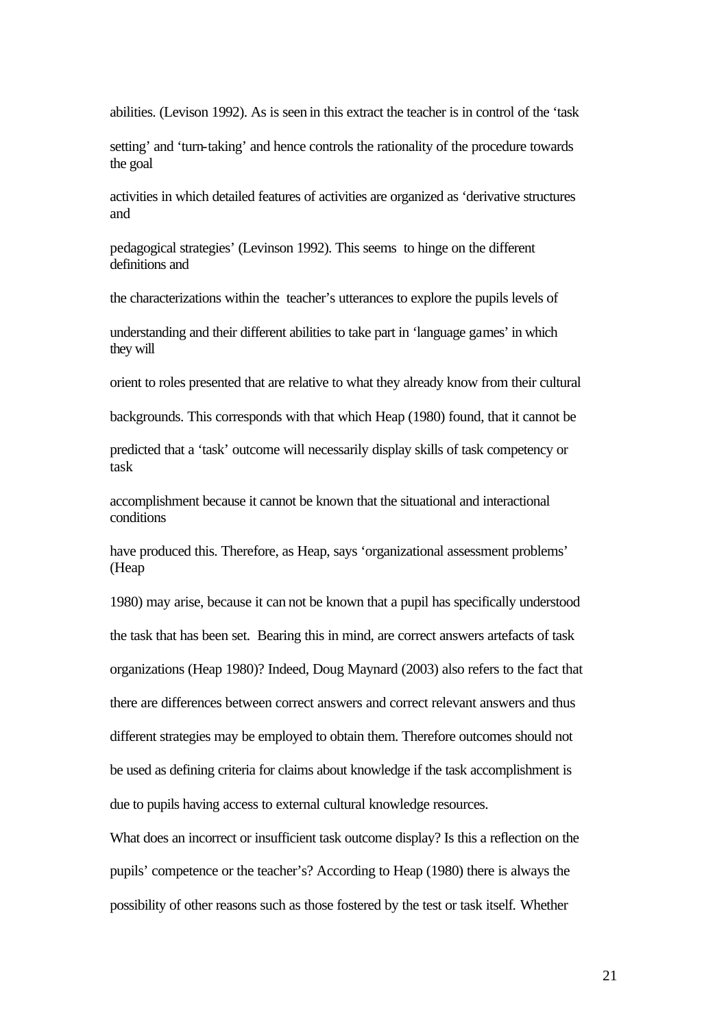abilities. (Levison 1992). As is seen in this extract the teacher is in control of the 'task setting' and 'turn-taking' and hence controls the rationality of the procedure towards the goal activities in which detailed features of activities are organized as 'derivative structures and pedagogical strategies' (Levinson 1992). This seems to hinge on the different definitions and the characterizations within the teacher's utterances to explore the pupils levels of understanding and their different abilities to take part in 'language games' in which they will orient to roles presented that are relative to what they already know from their cultural backgrounds. This corresponds with that which Heap (1980) found, that it cannot be predicted that a 'task' outcome will necessarily display skills of task competency or task accomplishment because it cannot be known that the situational and interactional conditions have produced this. Therefore, as Heap, says 'organizational assessment problems' (Heap 1980) may arise, because it can not be known that a pupil has specifically understood the task that has been set. Bearing this in mind, are correct answers artefacts of task organizations (Heap 1980)? Indeed, Doug Maynard (2003) also refers to the fact that there are differences between correct answers and correct relevant answers and thus different strategies may be employed to obtain them. Therefore outcomes should not be used as defining criteria for claims about knowledge if the task accomplishment is due to pupils having access to external cultural knowledge resources.

What does an incorrect or insufficient task outcome display? Is this a reflection on the pupils' competence or the teacher's? According to Heap (1980) there is always the possibility of other reasons such as those fostered by the test or task itself. Whether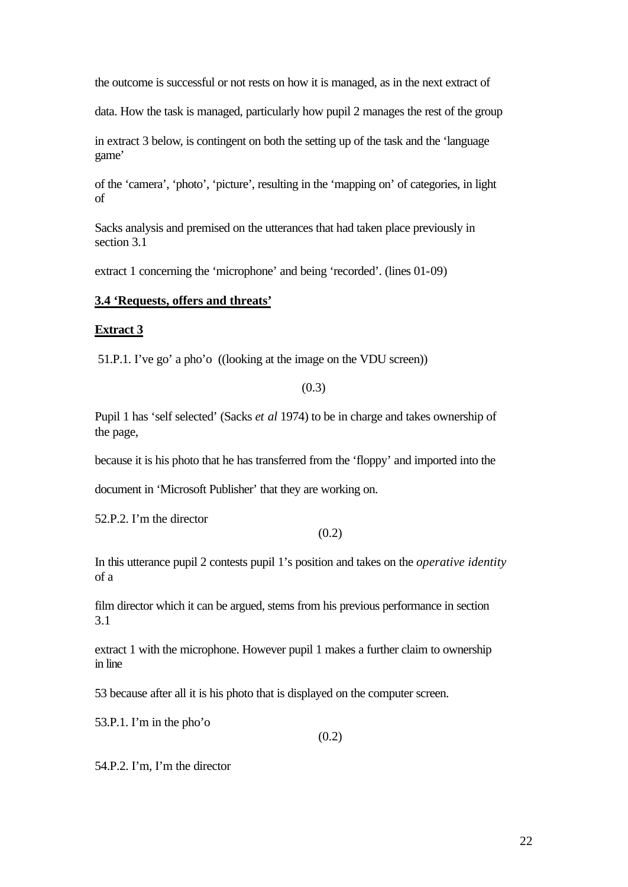the outcome is successful or not rests on how it is managed, as in the next extract of data. How the task is managed, particularly how pupil 2 manages the rest of the group in extract 3 below, is contingent on both the setting up of the task and the 'language game' of the 'camera', 'photo', 'picture', resulting in the 'mapping on' of categories, in light of Sacks analysis and premised on the utterances that had taken place previously in section 3.1 extract 1 concerning the 'microphone' and being 'recorded'. (lines 01-09)

### 3.4 'Requests, offers and threats'

**Extract 3**

51.P.1. I've go' a pho'o ((looking at the image on the VDU screen))

(0.3)

Pupil 1 has 'self selected' (Sacks *et al* 1974) to be in charge and takes ownership of the page, because it is his photo that he has transferred from the 'floppy' and imported into the document in 'Microsoft Publisher' that they are working on.

52.P.2. I'm the director

(0.2)

In this utterance pupil 2 contests pupil 1's position and takes on the *operative identity* of a film director which it can be argued, stems from his previous performance in section 3.1 extract 1 with the microphone. However pupil 1 makes a further claim to ownership in line 53 because after all it is his photo that is displayed on the computer screen.

53.P.1. I'm in the pho'o

(0.2)

54.P.2. I'm, I'm the director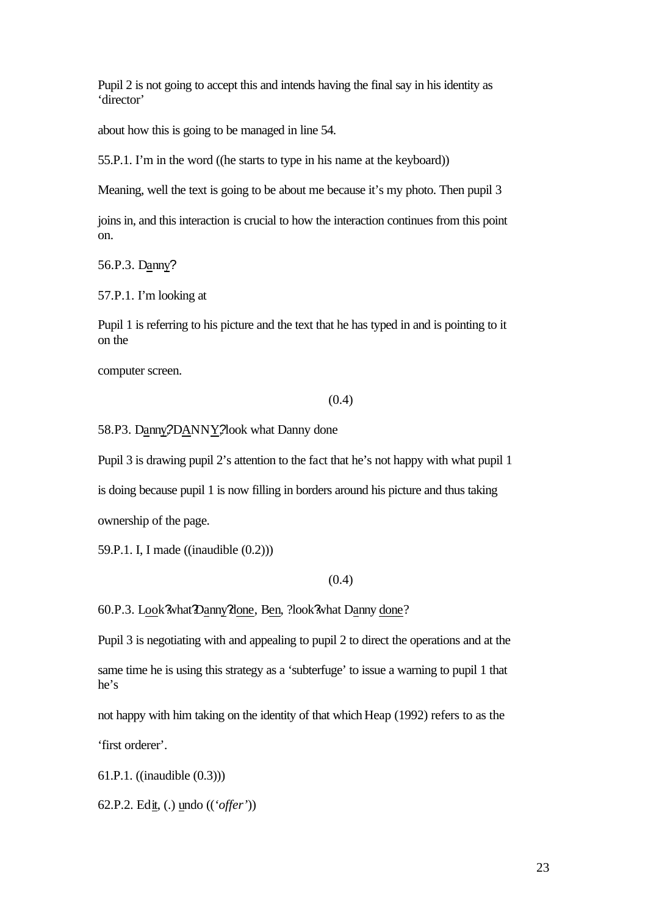Pupil 2 is not going to accept this and intends having the final say in his identity as 'director'

about how this is going to be managed in line 54.

55.P.1. I'm in the word ((he starts to type in his name at the keyboard))

Meaning, well the text is going to be about me because it's my photo. Then pupil 3

joins in, and this interaction is crucial to how the interaction continues from this point on.

56.P.3. Danny?

57.P.1. I'm looking at

Pupil 1 is referring to his picture and the text that he has typed in and is pointing to it on the

computer screen.

(0.4)

58.P3. Danny?DANNY?look what Danny done

Pupil 3 is drawing pupil 2's attention to the fact that he's not happy with what pupil 1

is doing because pupil 1 is now filling in borders around his picture and thus taking

ownership of the page.

59.P.1. I, I made ((inaudible (0.2)))

(0.4)

60.P.3. Look?what?Danny?done, Ben, ?look?what Danny done?

Pupil 3 is negotiating with and appealing to pupil 2 to direct the operations and at the

same time he is using this strategy as a 'subterfuge' to issue a warning to pupil 1 that he's

not happy with him taking on the identity of that which Heap (1992) refers to as the

'first orderer'.

61.P.1. ((inaudible (0.3)))

62.P.2. Edit, (.) undo ((*'offer'*))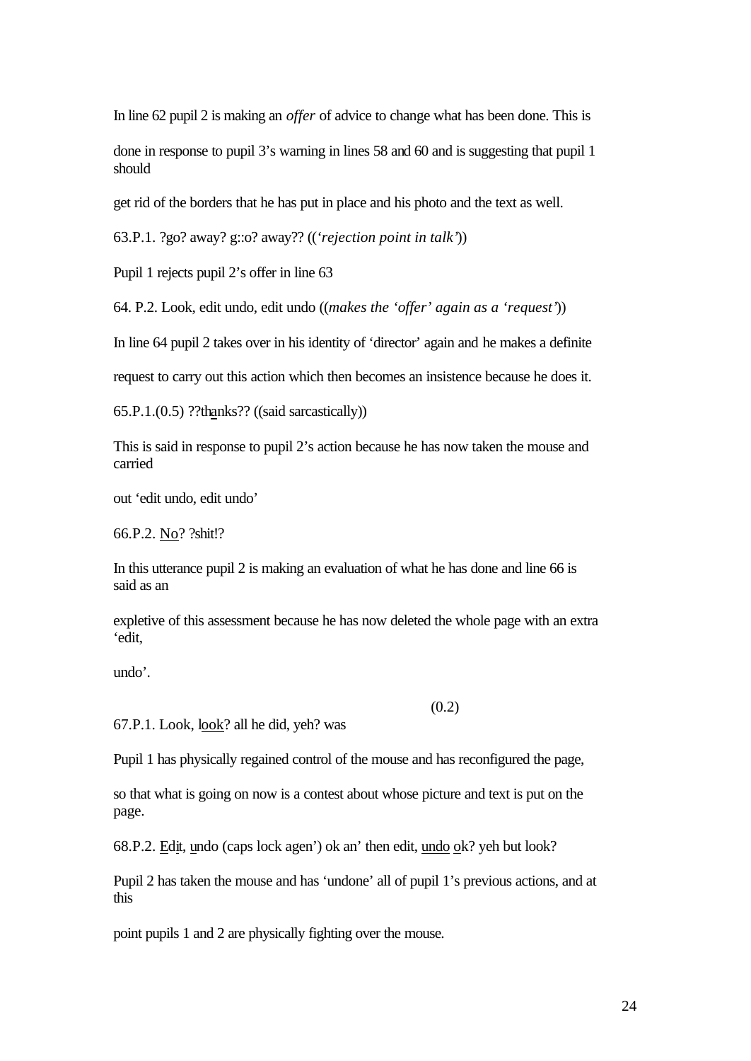In line 62 pupil 2 is making an *offer* of advice to change what has been done. This is done in response to pupil 3's warning in lines 58 and 60 and is suggesting that pupil 1 should get rid of the borders that he has put in place and his photo and the text as well.

63.P.1. ?go? away? g::o? away?? ((*'rejection point in talk'*))

Pupil 1 rejects pupil 2's offer in line 63

64. P.2. Look, edit undo, edit undo ((*makes the 'offer' again as a 'request'*))

In line 64 pupil 2 takes over in his identity of 'director' again and he makes a definite request to carry out this action which then becomes an insistence because he does it.

65.P.1.(0.5) ??th<u>a</u>nks?? ((said sarcastically))

This is said in response to pupil 2's action because he has now taken the mouse and carried out 'edit undo, edit undo'

66.P.2. <u>No</u>? ?shit!?

In this utterance pupil 2 is making an evaluation of what he has done and line 66 is said as an expletive of this assessment because he has now deleted the whole page with an extra 'edit, undo'.

(0.2)

67.P.1. Look, l<u>ook</u>? all he did, yeh? was

Pupil 1 has physically regained control of the mouse and has reconfigured the page, so that what is going on now is a contest about whose picture and text is put on the page.

68.P.2. <u>E</u>d<u>i</u>t, <u>u</u>ndo (caps lock agen') ok an' then edit, <u>undo</u> <u>o</u>k? yeh but look?

Pupil 2 has taken the mouse and has 'undone' all of pupil 1's previous actions, and at this point pupils 1 and 2 are physically fighting over the mouse.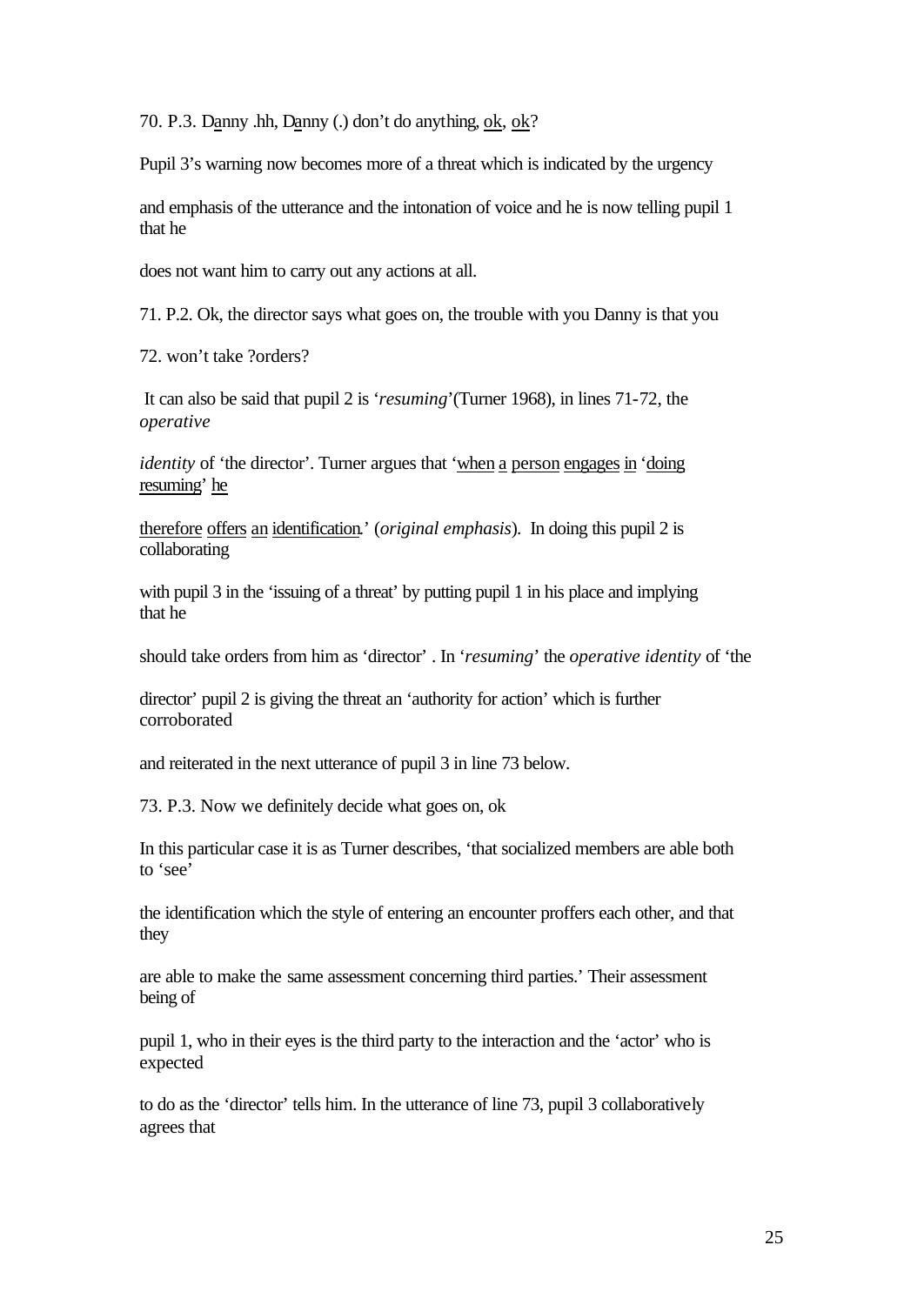70. P.3. D<u>a</u>nny .hh, D<u>a</u>nny (.) don't do anything, <u>ok</u>, <u>ok</u>?

Pupil 3's warning now becomes more of a threat which is indicated by the urgency and emphasis of the utterance and the intonation of voice and he is now telling pupil 1 that he does not want him to carry out any actions at all.

71. P.2. Ok, the director says what goes on, the trouble with you Danny is that you

72. won't take ?orders?

It can also be said that pupil 2 is '*resuming*'(Turner 1968), in lines 71-72, the *operative identity* of 'the director'. Turner argues that '<u>when a person engages in 'doing resuming' he therefore offers an identification</u>.' (*original emphasis*). In doing this pupil 2 is collaborating with pupil 3 in the 'issuing of a threat' by putting pupil 1 in his place and implying that he should take orders from him as 'director' . In '*resuming*' the *operative identity* of 'the director' pupil 2 is giving the threat an 'authority for action' which is further corroborated and reiterated in the next utterance of pupil 3 in line 73 below.

73. P.3. Now we definitely decide what goes on, ok

In this particular case it is as Turner describes, 'that socialized members are able both to 'see' the identification which the style of entering an encounter proffers each other, and that they are able to make the same assessment concerning third parties.' Their assessment being of pupil 1, who in their eyes is the third party to the interaction and the 'actor' who is expected to do as the 'director' tells him. In the utterance of line 73, pupil 3 collaboratively agrees that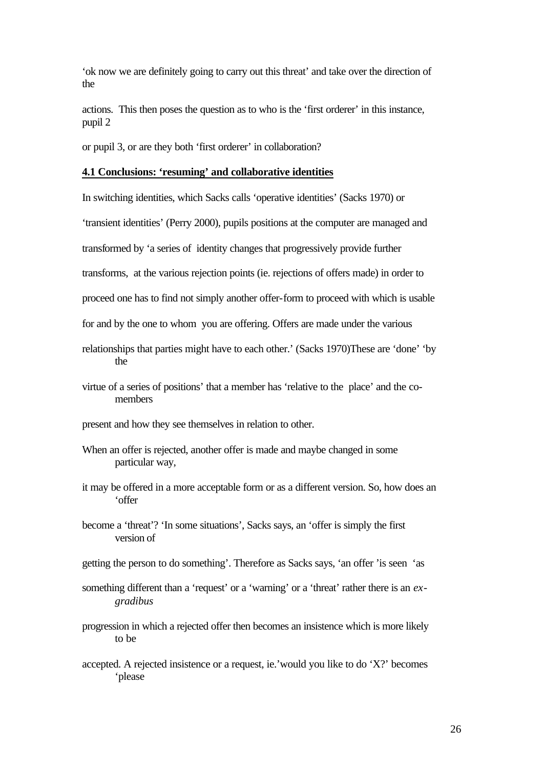'ok now we are definitely going to carry out this threat' and take over the direction of the actions. This then poses the question as to who is the 'first orderer' in this instance, pupil 2 or pupil 3, or are they both 'first orderer' in collaboration?

## 4.1 Conclusions: 'resuming' and collaborative identities

In switching identities, which Sacks calls 'operative identities' (Sacks 1970) or 'transient identities' (Perry 2000), pupils positions at the computer are managed and transformed by 'a series of identity changes that progressively provide further transforms, at the various rejection points (ie. rejections of offers made) in order to proceed one has to find not simply another offer-form to proceed with which is usable for and by the one to whom you are offering. Offers are made under the various relationships that parties might have to each other.' (Sacks 1970)These are 'done' 'by the virtue of a series of positions' that a member has 'relative to the place' and the co-members present and how they see themselves in relation to other.

When an offer is rejected, another offer is made and maybe changed in some particular way, it may be offered in a more acceptable form or as a different version. So, how does an 'offer become a 'threat'? 'In some situations', Sacks says, an 'offer is simply the first version of getting the person to do something'. Therefore as Sacks says, 'an offer 'is seen 'as something different than a 'request' or a 'warning' or a 'threat' rather there is an *ex-gradibus* progression in which a rejected offer then becomes an insistence which is more likely to be accepted. A rejected insistence or a request, ie.'would you like to do 'X?' becomes 'please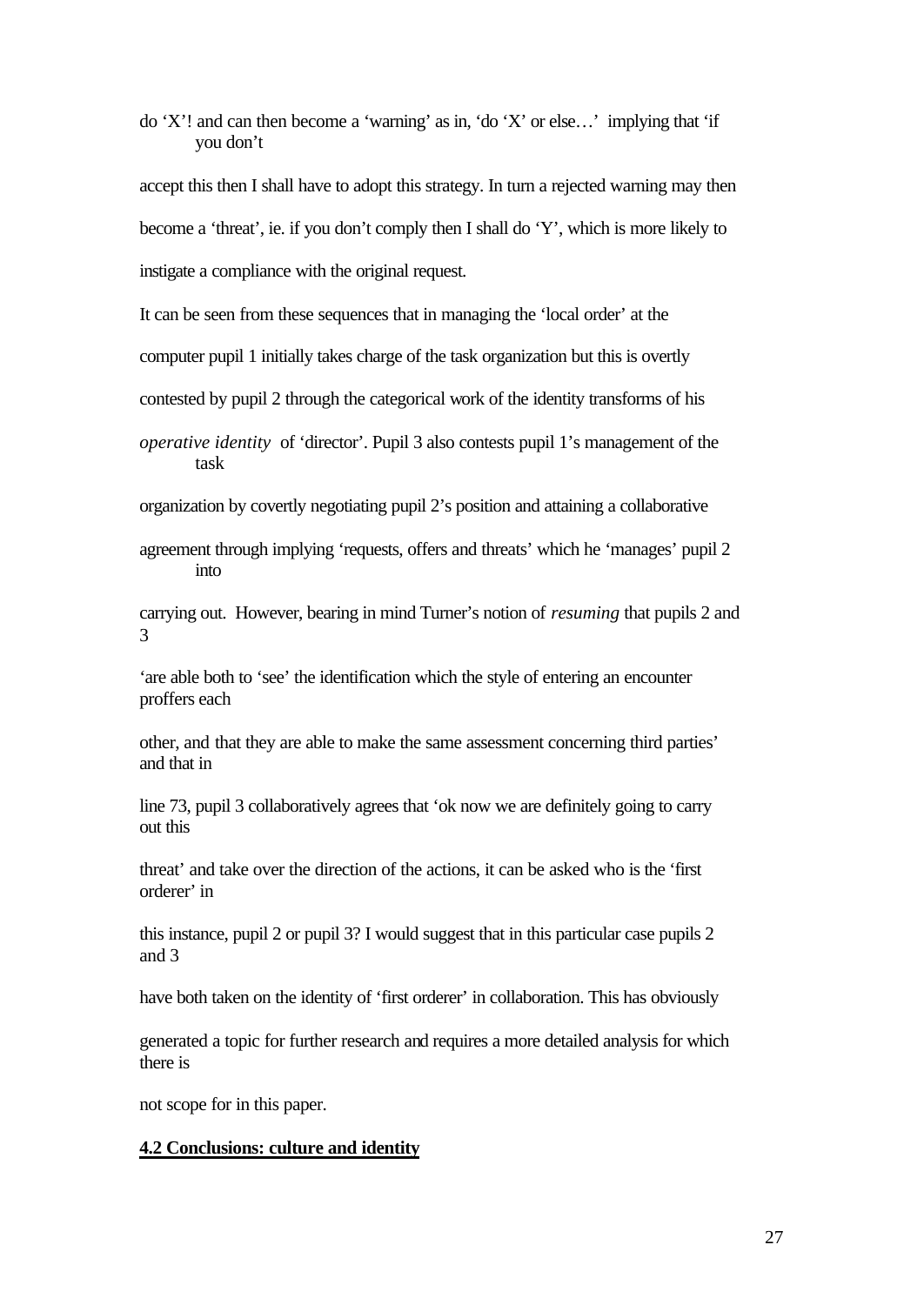do 'X'! and can then become a 'warning' as in, 'do 'X' or else…' implying that 'if you don't accept this then I shall have to adopt this strategy. In turn a rejected warning may then become a 'threat', ie. if you don't comply then I shall do 'Y', which is more likely to instigate a compliance with the original request.

It can be seen from these sequences that in managing the 'local order' at the computer pupil 1 initially takes charge of the task organization but this is overtly contested by pupil 2 through the categorical work of the identity transforms of his *operative identity* of 'director'. Pupil 3 also contests pupil 1's management of the task organization by covertly negotiating pupil 2's position and attaining a collaborative agreement through implying 'requests, offers and threats' which he 'manages' pupil 2 into carrying out. However, bearing in mind Turner's notion of *resuming* that pupils 2 and 3 'are able both to 'see' the identification which the style of entering an encounter proffers each other, and that they are able to make the same assessment concerning third parties' and that in line 73, pupil 3 collaboratively agrees that 'ok now we are definitely going to carry out this threat' and take over the direction of the actions, it can be asked who is the 'first orderer' in this instance, pupil 2 or pupil 3? I would suggest that in this particular case pupils 2 and 3 have both taken on the identity of 'first orderer' in collaboration. This has obviously generated a topic for further research and requires a more detailed analysis for which there is not scope for in this paper.

**4.2 Conclusions: culture and identity**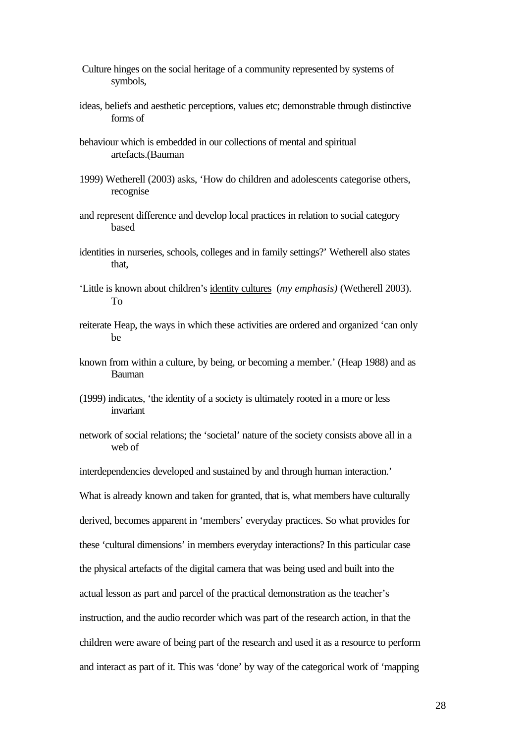Culture hinges on the social heritage of a community represented by systems of symbols, ideas, beliefs and aesthetic perceptions, values etc; demonstrable through distinctive forms of behaviour which is embedded in our collections of mental and spiritual artefacts.(Bauman 1999) Wetherell (2003) asks, 'How do children and adolescents categorise others, recognise and represent difference and develop local practices in relation to social category based identities in nurseries, schools, colleges and in family settings?' Wetherell also states that, 'Little is known about children's identity cultures *(my emphasis)* (Wetherell 2003). To reiterate Heap, the ways in which these activities are ordered and organized 'can only be known from within a culture, by being, or becoming a member.' (Heap 1988) and as Bauman (1999) indicates, 'the identity of a society is ultimately rooted in a more or less invariant network of social relations; the 'societal' nature of the society consists above all in a web of interdependencies developed and sustained by and through human interaction.'

What is already known and taken for granted, that is, what members have culturally derived, becomes apparent in 'members' everyday practices. So what provides for these 'cultural dimensions' in members everyday interactions? In this particular case the physical artefacts of the digital camera that was being used and built into the actual lesson as part and parcel of the practical demonstration as the teacher's instruction, and the audio recorder which was part of the research action, in that the children were aware of being part of the research and used it as a resource to perform and interact as part of it. This was 'done' by way of the categorical work of 'mapping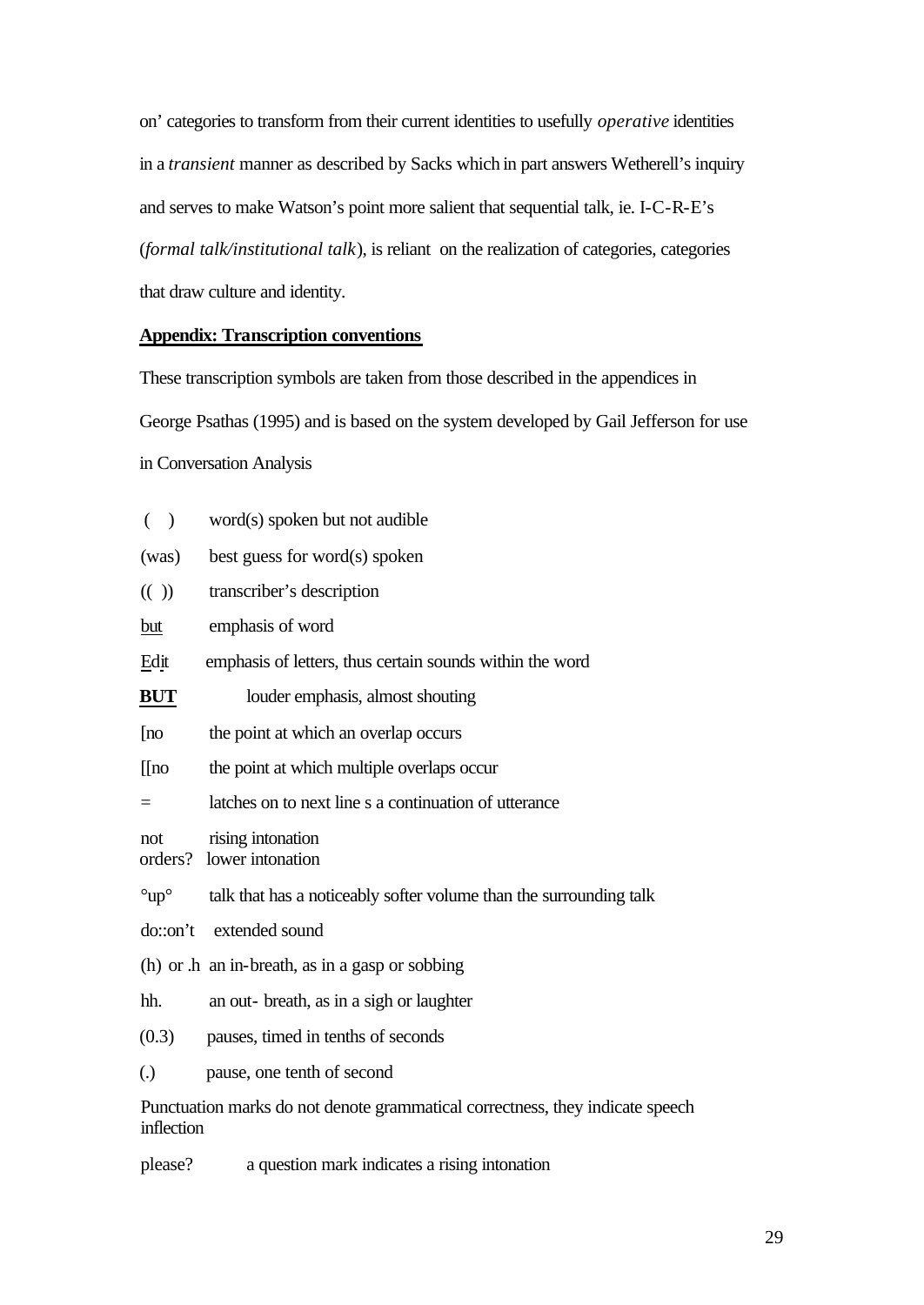on' categories to transform from their current identities to usefully *operative* identities in a *transient* manner as described by Sacks which in part answers Wetherell's inquiry and serves to make Watson's point more salient that sequential talk, ie. I-C-R-E's (*formal talk/institutional talk*), is reliant on the realization of categories, categories that draw culture and identity.

**Appendix: Transcription conventions**

These transcription symbols are taken from those described in the appendices in George Psathas (1995) and is based on the system developed by Gail Jefferson for use in Conversation Analysis

( ) word(s) spoken but not audible

(was) best guess for word(s) spoken

(( )) transcriber's description

<u>but</u> emphasis of word

<u>E</u>d<u>i</u>t emphasis of letters, thus certain sounds within the word

**<u>BUT</u>** louder emphasis, almost shouting

[no the point at which an overlap occurs

[[no the point at which multiple overlaps occur

= latches on to next line s a continuation of utterance

not rising intonation
orders? lower intonation

°up° talk that has a noticeably softer volume than the surrounding talk

do::on't extended sound

(h) or .h an in-breath, as in a gasp or sobbing

hh. an out- breath, as in a sigh or laughter

(0.3) pauses, timed in tenths of seconds

(.) pause, one tenth of second

Punctuation marks do not denote grammatical correctness, they indicate speech inflection

please? a question mark indicates a rising intonation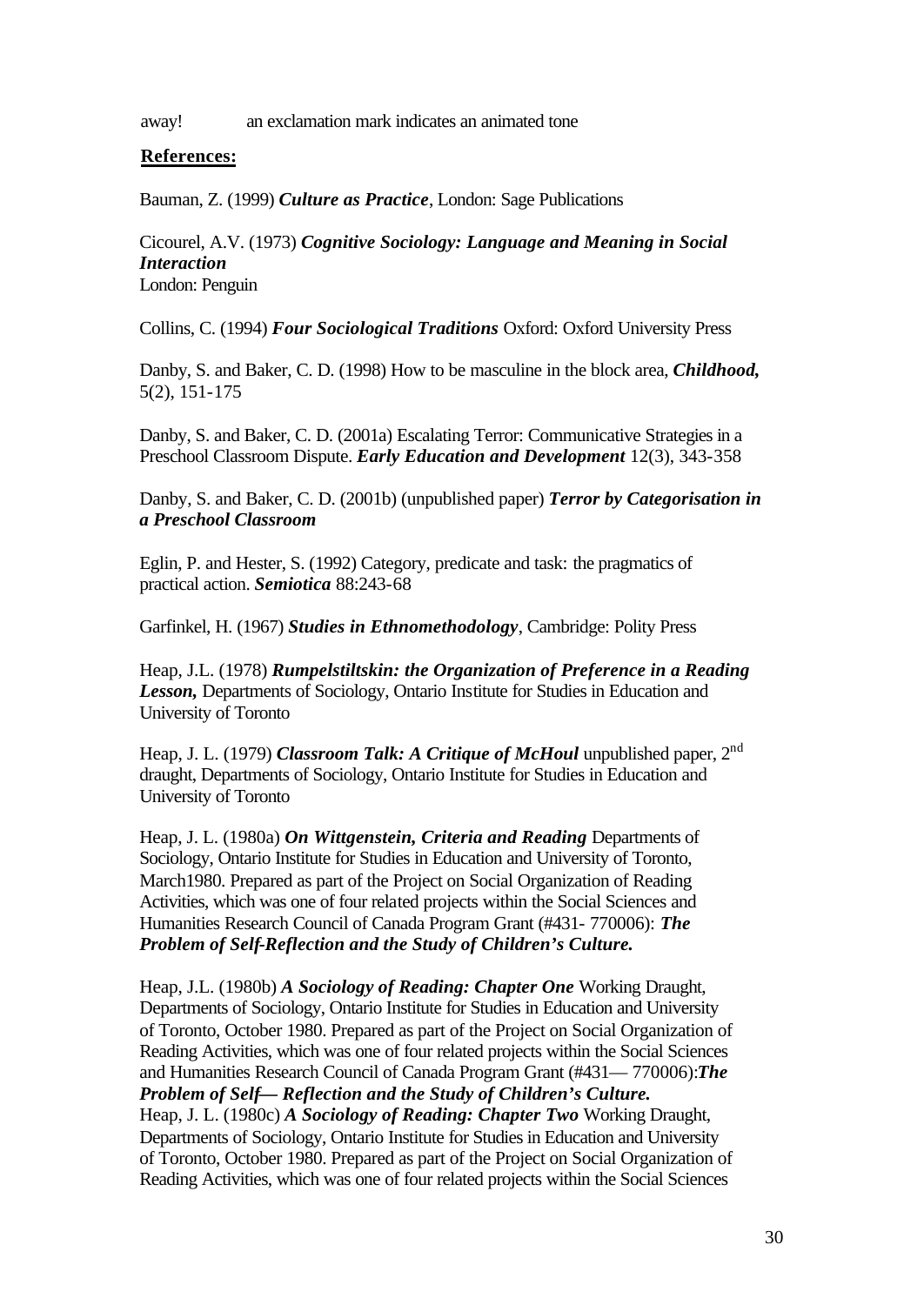away!        an exclamation mark indicates an animated tone

**References:**

Bauman, Z. (1999) ***Culture as Practice***, London: Sage Publications

Cicourel, A.V. (1973) ***Cognitive Sociology: Language and Meaning in Social Interaction***
London: Penguin

Collins, C. (1994) ***Four Sociological Traditions*** Oxford: Oxford University Press

Danby, S. and Baker, C. D. (1998) How to be masculine in the block area, ***Childhood,*** 5(2), 151-175

Danby, S. and Baker, C. D. (2001a) Escalating Terror: Communicative Strategies in a Preschool Classroom Dispute. ***Early Education and Development*** 12(3), 343-358

Danby, S. and Baker, C. D. (2001b) (unpublished paper) ***Terror by Categorisation in a Preschool Classroom***

Eglin, P. and Hester, S. (1992) Category, predicate and task: the pragmatics of practical action. ***Semiotica*** 88:243-68

Garfinkel, H. (1967) ***Studies in Ethnomethodology***, Cambridge: Polity Press

Heap, J.L. (1978) ***Rumpelstiltskin: the Organization of Preference in a Reading Lesson,*** Departments of Sociology, Ontario Institute for Studies in Education and University of Toronto

Heap, J. L. (1979) ***Classroom Talk: A Critique of McHoul*** unpublished paper, 2nd draught, Departments of Sociology, Ontario Institute for Studies in Education and University of Toronto

Heap, J. L. (1980a) ***On Wittgenstein, Criteria and Reading*** Departments of Sociology, Ontario Institute for Studies in Education and University of Toronto, March1980. Prepared as part of the Project on Social Organization of Reading Activities, which was one of four related projects within the Social Sciences and Humanities Research Council of Canada Program Grant (#431- 770006): ***The Problem of Self-Reflection and the Study of Children's Culture.***

Heap, J.L. (1980b) ***A Sociology of Reading: Chapter One*** Working Draught, Departments of Sociology, Ontario Institute for Studies in Education and University of Toronto, October 1980. Prepared as part of the Project on Social Organization of Reading Activities, which was one of four related projects within the Social Sciences and Humanities Research Council of Canada Program Grant (#431— 770006):***The Problem of Self— Reflection and the Study of Children's Culture.***
Heap, J. L. (1980c) ***A Sociology of Reading: Chapter Two*** Working Draught, Departments of Sociology, Ontario Institute for Studies in Education and University of Toronto, October 1980. Prepared as part of the Project on Social Organization of Reading Activities, which was one of four related projects within the Social Sciences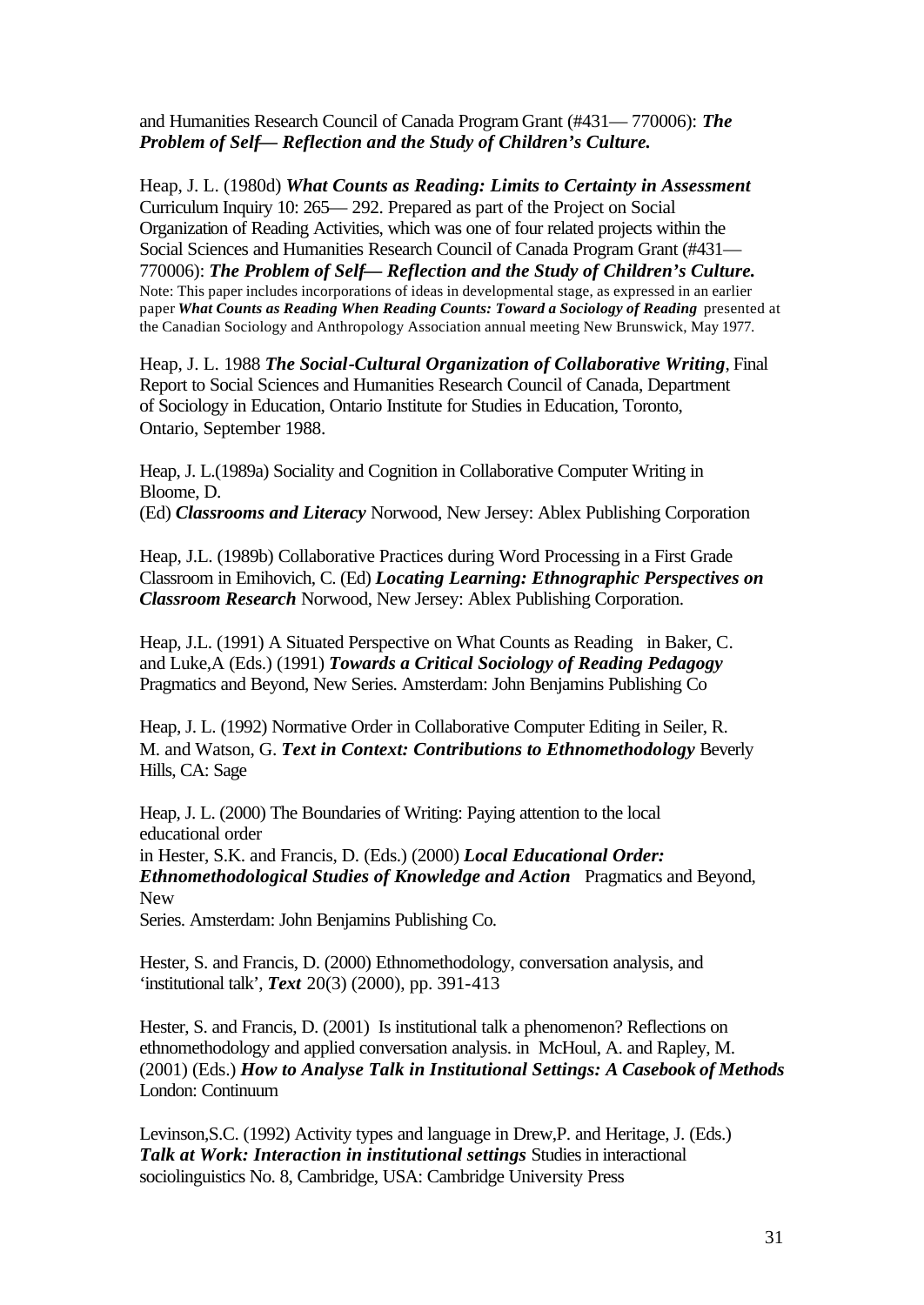and Humanities Research Council of Canada Program Grant (#431— 770006): ***The Problem of Self— Reflection and the Study of Children's Culture.***

Heap, J. L. (1980d) ***What Counts as Reading: Limits to Certainty in Assessment*** Curriculum Inquiry 10: 265— 292. Prepared as part of the Project on Social Organization of Reading Activities, which was one of four related projects within the Social Sciences and Humanities Research Council of Canada Program Grant (#431— 770006): ***The Problem of Self— Reflection and the Study of Children's Culture.*** Note: This paper includes incorporations of ideas in developmental stage, as expressed in an earlier paper ***What Counts as Reading When Reading Counts: Toward a Sociology of Reading*** presented at the Canadian Sociology and Anthropology Association annual meeting New Brunswick, May 1977.

Heap, J. L. 1988 ***The Social-Cultural Organization of Collaborative Writing***, Final Report to Social Sciences and Humanities Research Council of Canada, Department of Sociology in Education, Ontario Institute for Studies in Education, Toronto, Ontario, September 1988.

Heap, J. L.(1989a) Sociality and Cognition in Collaborative Computer Writing in Bloome, D.
(Ed) ***Classrooms and Literacy*** Norwood, New Jersey: Ablex Publishing Corporation

Heap, J.L. (1989b) Collaborative Practices during Word Processing in a First Grade Classroom in Emihovich, C. (Ed) ***Locating Learning: Ethnographic Perspectives on Classroom Research*** Norwood, New Jersey: Ablex Publishing Corporation.

Heap, J.L. (1991) A Situated Perspective on What Counts as Reading in Baker, C. and Luke,A (Eds.) (1991) ***Towards a Critical Sociology of Reading Pedagogy*** Pragmatics and Beyond, New Series. Amsterdam: John Benjamins Publishing Co

Heap, J. L. (1992) Normative Order in Collaborative Computer Editing in Seiler, R. M. and Watson, G. ***Text in Context: Contributions to Ethnomethodology*** Beverly Hills, CA: Sage

Heap, J. L. (2000) The Boundaries of Writing: Paying attention to the local educational order
in Hester, S.K. and Francis, D. (Eds.) (2000) ***Local Educational Order: Ethnomethodological Studies of Knowledge and Action*** Pragmatics and Beyond, New
Series. Amsterdam: John Benjamins Publishing Co.

Hester, S. and Francis, D. (2000) Ethnomethodology, conversation analysis, and 'institutional talk', ***Text*** 20(3) (2000), pp. 391-413

Hester, S. and Francis, D. (2001) Is institutional talk a phenomenon? Reflections on ethnomethodology and applied conversation analysis. in McHoul, A. and Rapley, M. (2001) (Eds.) ***How to Analyse Talk in Institutional Settings: A Casebook of Methods*** London: Continuum

Levinson,S.C. (1992) Activity types and language in Drew,P. and Heritage, J. (Eds.) ***Talk at Work: Interaction in institutional settings*** Studies in interactional sociolinguistics No. 8, Cambridge, USA: Cambridge University Press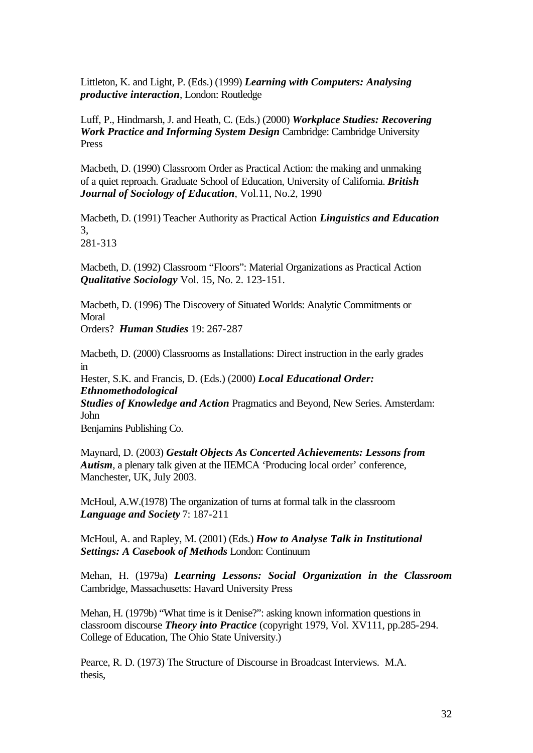Littleton, K. and Light, P. (Eds.) (1999) ***Learning with Computers: Analysing productive interaction***, London: Routledge

Luff, P., Hindmarsh, J. and Heath, C. (Eds.) (2000) ***Workplace Studies: Recovering Work Practice and Informing System Design*** Cambridge: Cambridge University Press

Macbeth, D. (1990) Classroom Order as Practical Action: the making and unmaking of a quiet reproach. Graduate School of Education, University of California. ***British Journal of Sociology of Education***, Vol.11, No.2, 1990

Macbeth, D. (1991) Teacher Authority as Practical Action ***Linguistics and Education*** 3, 281-313

Macbeth, D. (1992) Classroom "Floors": Material Organizations as Practical Action ***Qualitative Sociology*** Vol. 15, No. 2. 123-151.

Macbeth, D. (1996) The Discovery of Situated Worlds: Analytic Commitments or Moral Orders? ***Human Studies*** 19: 267-287

Macbeth, D. (2000) Classrooms as Installations: Direct instruction in the early grades in Hester, S.K. and Francis, D. (Eds.) (2000) ***Local Educational Order: Ethnomethodological Studies of Knowledge and Action*** Pragmatics and Beyond, New Series. Amsterdam: John Benjamins Publishing Co.

Maynard, D. (2003) ***Gestalt Objects As Concerted Achievements: Lessons from Autism***, a plenary talk given at the IIEMCA 'Producing local order' conference, Manchester, UK, July 2003.

McHoul, A.W.(1978) The organization of turns at formal talk in the classroom ***Language and Society*** 7: 187-211

McHoul, A. and Rapley, M. (2001) (Eds.) ***How to Analyse Talk in Institutional Settings: A Casebook of Methods*** London: Continuum

Mehan, H. (1979a) ***Learning Lessons: Social Organization in the Classroom*** Cambridge, Massachusetts: Havard University Press

Mehan, H. (1979b) "What time is it Denise?": asking known information questions in classroom discourse ***Theory into Practice*** (copyright 1979, Vol. XV111, pp.285-294. College of Education, The Ohio State University.)

Pearce, R. D. (1973) The Structure of Discourse in Broadcast Interviews. M.A. thesis,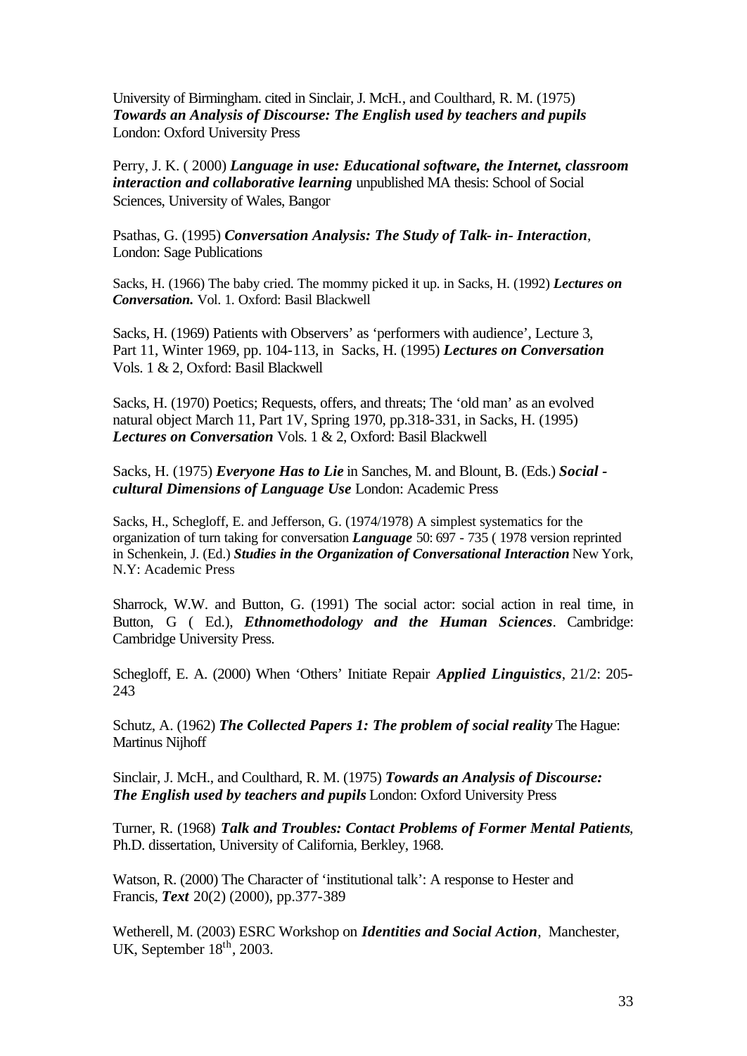University of Birmingham. cited in Sinclair, J. McH., and Coulthard, R. M. (1975) ***Towards an Analysis of Discourse: The English used by teachers and pupils*** London: Oxford University Press

Perry, J. K. ( 2000) ***Language in use: Educational software, the Internet, classroom interaction and collaborative learning*** unpublished MA thesis: School of Social Sciences, University of Wales, Bangor

Psathas, G. (1995) ***Conversation Analysis: The Study of Talk- in- Interaction***, London: Sage Publications

Sacks, H. (1966) The baby cried. The mommy picked it up. in Sacks, H. (1992) ***Lectures on Conversation.*** Vol. 1. Oxford: Basil Blackwell

Sacks, H. (1969) Patients with Observers' as 'performers with audience', Lecture 3, Part 11, Winter 1969, pp. 104-113, in Sacks, H. (1995) ***Lectures on Conversation*** Vols. 1 & 2, Oxford: Basil Blackwell

Sacks, H. (1970) Poetics; Requests, offers, and threats; The 'old man' as an evolved natural object March 11, Part 1V, Spring 1970, pp.318-331, in Sacks, H. (1995) ***Lectures on Conversation*** Vols. 1 & 2, Oxford: Basil Blackwell

Sacks, H. (1975) ***Everyone Has to Lie*** in Sanches, M. and Blount, B. (Eds.) ***Social - cultural Dimensions of Language Use*** London: Academic Press

Sacks, H., Schegloff, E. and Jefferson, G. (1974/1978) A simplest systematics for the organization of turn taking for conversation ***Language*** 50: 697 - 735 ( 1978 version reprinted in Schenkein, J. (Ed.) ***Studies in the Organization of Conversational Interaction*** New York, N.Y: Academic Press

Sharrock, W.W. and Button, G. (1991) The social actor: social action in real time, in Button, G ( Ed.), ***Ethnomethodology and the Human Sciences***. Cambridge: Cambridge University Press.

Schegloff, E. A. (2000) When 'Others' Initiate Repair ***Applied Linguistics***, 21/2: 205-243

Schutz, A. (1962) ***The Collected Papers 1: The problem of social reality*** The Hague: Martinus Nijhoff

Sinclair, J. McH., and Coulthard, R. M. (1975) ***Towards an Analysis of Discourse: The English used by teachers and pupils*** London: Oxford University Press

Turner, R. (1968) ***Talk and Troubles: Contact Problems of Former Mental Patients***, Ph.D. dissertation, University of California, Berkley, 1968.

Watson, R. (2000) The Character of 'institutional talk': A response to Hester and Francis, ***Text*** 20(2) (2000), pp.377-389

Wetherell, M. (2003) ESRC Workshop on ***Identities and Social Action***, Manchester, UK, September 18th, 2003.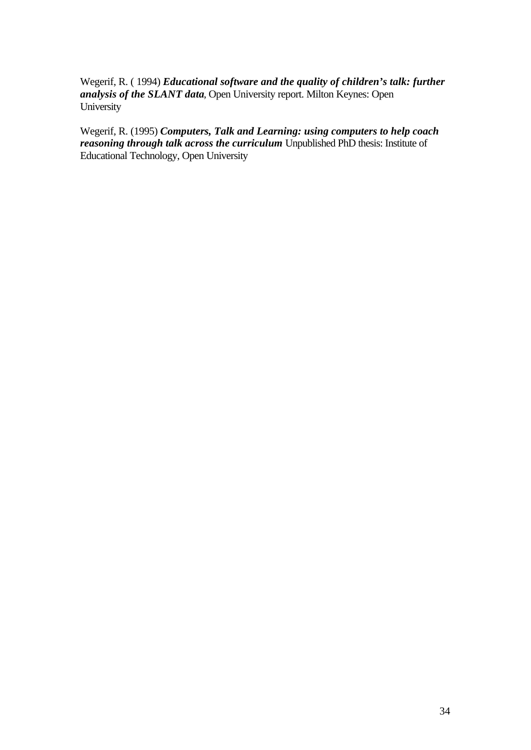Wegerif, R. ( 1994) ***Educational software and the quality of children's talk: further analysis of the SLANT data***, Open University report. Milton Keynes: Open University

Wegerif, R. (1995) ***Computers, Talk and Learning: using computers to help coach reasoning through talk across the curriculum*** Unpublished PhD thesis: Institute of Educational Technology, Open University